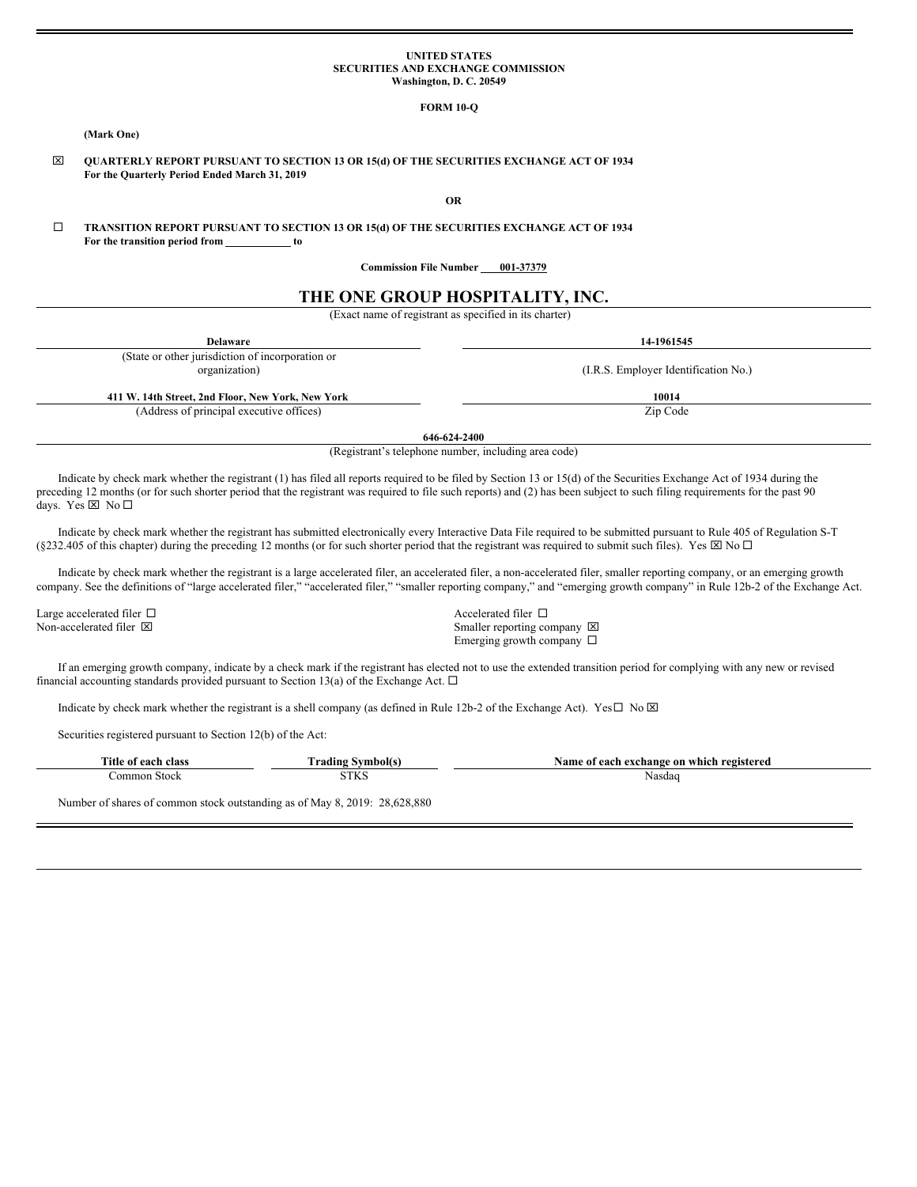**UNITED STATES**
**SECURITIES AND EXCHANGE COMMISSION**
**Washington, D. C. 20549**

**FORM 10-Q**

**(Mark One)**

☒ **QUARTERLY REPORT PURSUANT TO SECTION 13 OR 15(d) OF THE SECURITIES EXCHANGE ACT OF 1934**
**For the Quarterly Period Ended March 31, 2019**

**OR**

☐ **TRANSITION REPORT PURSUANT TO SECTION 13 OR 15(d) OF THE SECURITIES EXCHANGE ACT OF 1934**
**For the transition period from \_\_\_\_\_\_\_\_\_\_\_\_ to**

**Commission File Number 001-37379**

# THE ONE GROUP HOSPITALITY, INC.

(Exact name of registrant as specified in its charter)

| **Delaware** | **14-1961545** |
|---|---|
| (State or other jurisdiction of incorporation or organization) | (I.R.S. Employer Identification No.) |
| **411 W. 14th Street, 2nd Floor, New York, New York** | **10014** |
| (Address of principal executive offices) | Zip Code |

**646-624-2400**
(Registrant's telephone number, including area code)

Indicate by check mark whether the registrant (1) has filed all reports required to be filed by Section 13 or 15(d) of the Securities Exchange Act of 1934 during the preceding 12 months (or for such shorter period that the registrant was required to file such reports) and (2) has been subject to such filing requirements for the past 90 days. Yes ☒ No ☐

Indicate by check mark whether the registrant has submitted electronically every Interactive Data File required to be submitted pursuant to Rule 405 of Regulation S-T (§232.405 of this chapter) during the preceding 12 months (or for such shorter period that the registrant was required to submit such files). Yes ☒ No ☐

Indicate by check mark whether the registrant is a large accelerated filer, an accelerated filer, a non-accelerated filer, smaller reporting company, or an emerging growth company. See the definitions of "large accelerated filer," "accelerated filer," "smaller reporting company," and "emerging growth company" in Rule 12b-2 of the Exchange Act.

| | |
|---|---|
| Large accelerated filer ☐ | Accelerated filer ☐ |
| Non-accelerated filer ☒ | Smaller reporting company ☒ |
| | Emerging growth company ☐ |

If an emerging growth company, indicate by a check mark if the registrant has elected not to use the extended transition period for complying with any new or revised financial accounting standards provided pursuant to Section 13(a) of the Exchange Act. ☐

Indicate by check mark whether the registrant is a shell company (as defined in Rule 12b-2 of the Exchange Act). Yes☐ No ☒

Securities registered pursuant to Section 12(b) of the Act:

| Title of each class | Trading Symbol(s) | Name of each exchange on which registered |
|---|---|---|
| Common Stock | STKS | Nasdaq |

Number of shares of common stock outstanding as of May 8, 2019: 28,628,880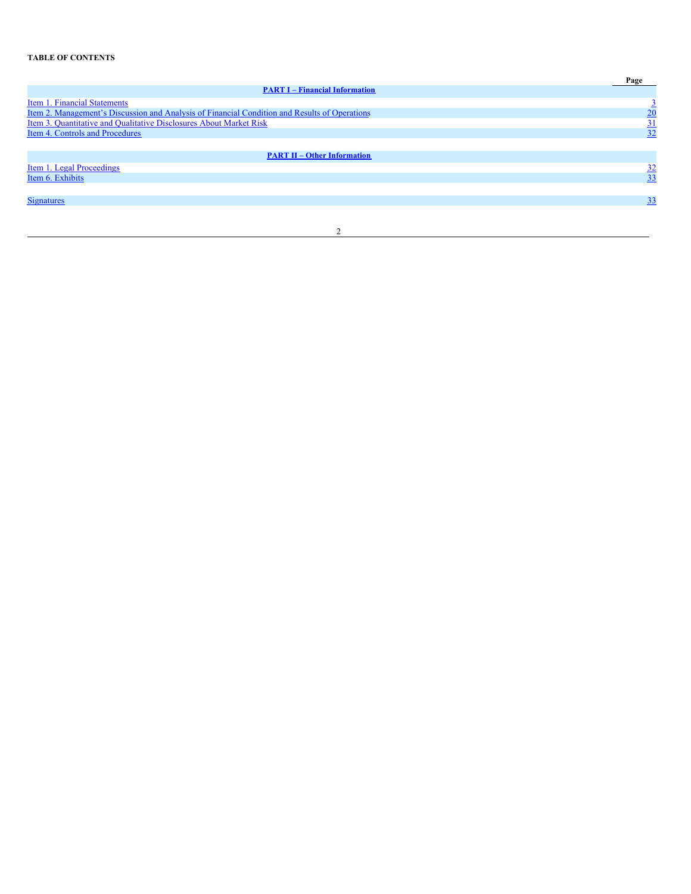**TABLE OF CONTENTS**

| | Page |
|---|---|
| **PART I – Financial Information** | |
| Item 1. Financial Statements | 3 |
| Item 2. Management's Discussion and Analysis of Financial Condition and Results of Operations | 20 |
| Item 3. Quantitative and Qualitative Disclosures About Market Risk | 31 |
| Item 4. Controls and Procedures | 32 |
| | |
| **PART II – Other Information** | |
| Item 1. Legal Proceedings | 32 |
| Item 6. Exhibits | 33 |
| | |
| Signatures | 33 |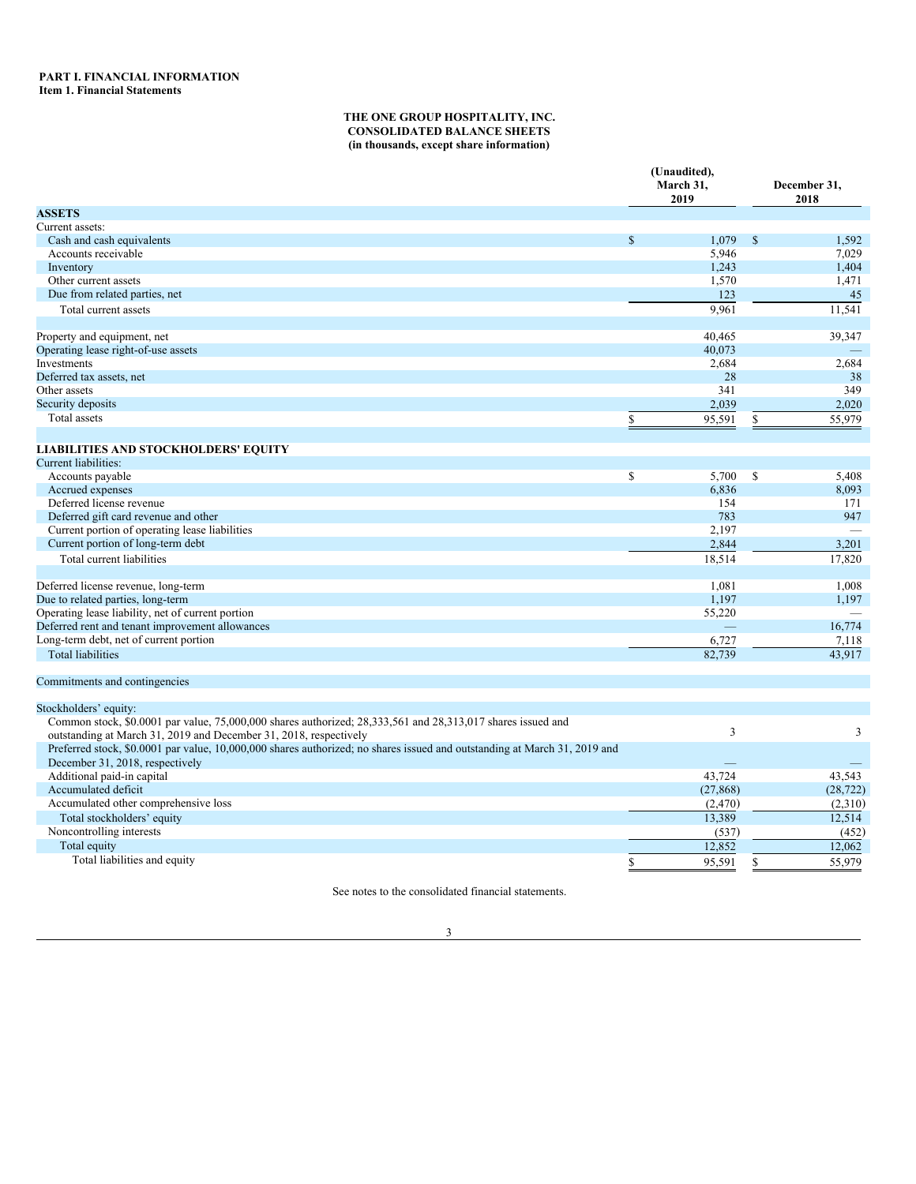**PART I. FINANCIAL INFORMATION**
**Item 1. Financial Statements**

**THE ONE GROUP HOSPITALITY, INC.**
**CONSOLIDATED BALANCE SHEETS**
**(in thousands, except share information)**

| | (Unaudited), March 31, 2019 | December 31, 2018 |
|---|---|---|
| **ASSETS** | | |
| Current assets: | | |
| Cash and cash equivalents | $ 1,079 | $ 1,592 |
| Accounts receivable | 5,946 | 7,029 |
| Inventory | 1,243 | 1,404 |
| Other current assets | 1,570 | 1,471 |
| Due from related parties, net | 123 | 45 |
| Total current assets | 9,961 | 11,541 |
| | | |
| Property and equipment, net | 40,465 | 39,347 |
| Operating lease right-of-use assets | 40,073 | — |
| Investments | 2,684 | 2,684 |
| Deferred tax assets, net | 28 | 38 |
| Other assets | 341 | 349 |
| Security deposits | 2,039 | 2,020 |
| Total assets | $ 95,591 | $ 55,979 |
| | | |
| **LIABILITIES AND STOCKHOLDERS' EQUITY** | | |
| Current liabilities: | | |
| Accounts payable | $ 5,700 | $ 5,408 |
| Accrued expenses | 6,836 | 8,093 |
| Deferred license revenue | 154 | 171 |
| Deferred gift card revenue and other | 783 | 947 |
| Current portion of operating lease liabilities | 2,197 | — |
| Current portion of long-term debt | 2,844 | 3,201 |
| Total current liabilities | 18,514 | 17,820 |
| | | |
| Deferred license revenue, long-term | 1,081 | 1,008 |
| Due to related parties, long-term | 1,197 | 1,197 |
| Operating lease liability, net of current portion | 55,220 | — |
| Deferred rent and tenant improvement allowances | — | 16,774 |
| Long-term debt, net of current portion | 6,727 | 7,118 |
| Total liabilities | 82,739 | 43,917 |
| | | |
| Commitments and contingencies | | |
| | | |
| Stockholders' equity: | | |
| Common stock, $0.0001 par value, 75,000,000 shares authorized; 28,333,561 and 28,313,017 shares issued and outstanding at March 31, 2019 and December 31, 2018, respectively | 3 | 3 |
| Preferred stock, $0.0001 par value, 10,000,000 shares authorized; no shares issued and outstanding at March 31, 2019 and December 31, 2018, respectively | — | — |
| Additional paid-in capital | 43,724 | 43,543 |
| Accumulated deficit | (27,868) | (28,722) |
| Accumulated other comprehensive loss | (2,470) | (2,310) |
| Total stockholders' equity | 13,389 | 12,514 |
| Noncontrolling interests | (537) | (452) |
| Total equity | 12,852 | 12,062 |
| Total liabilities and equity | $ 95,591 | $ 55,979 |

See notes to the consolidated financial statements.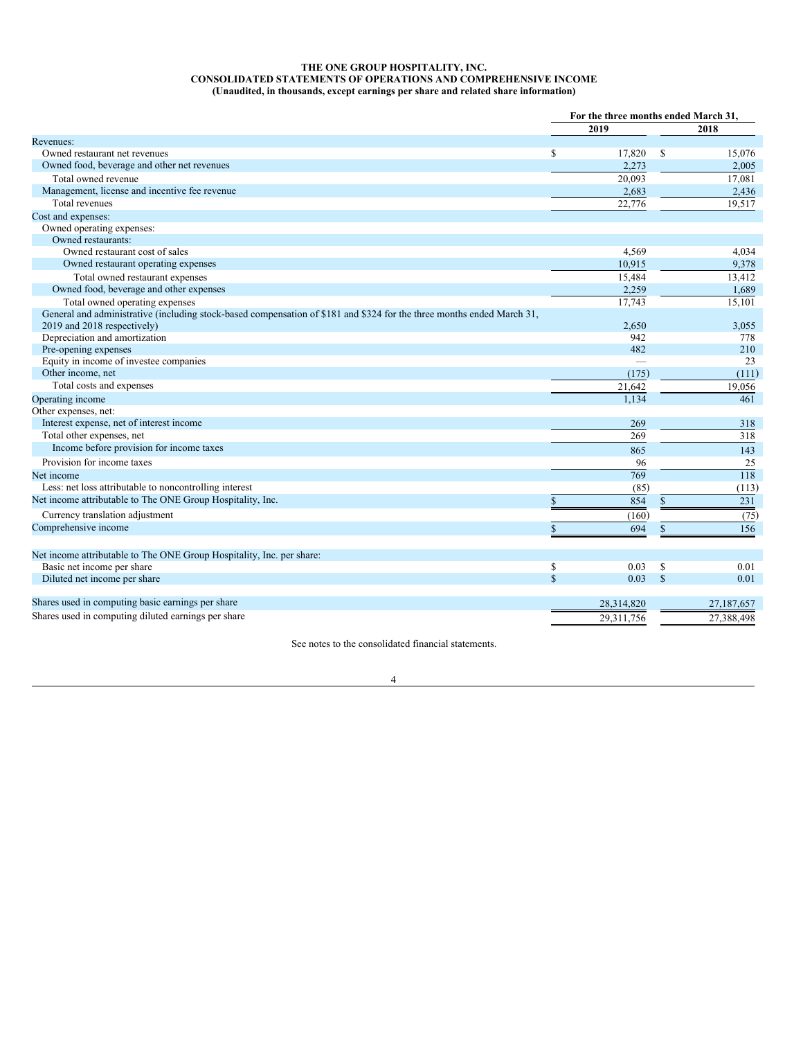**THE ONE GROUP HOSPITALITY, INC.**
**CONSOLIDATED STATEMENTS OF OPERATIONS AND COMPREHENSIVE INCOME**
**(Unaudited, in thousands, except earnings per share and related share information)**

| | For the three months ended March 31, | |
|---|---|---|
| | 2019 | 2018 |
| Revenues: | | |
| Owned restaurant net revenues | $ 17,820 | $ 15,076 |
| Owned food, beverage and other net revenues | 2,273 | 2,005 |
| Total owned revenue | 20,093 | 17,081 |
| Management, license and incentive fee revenue | 2,683 | 2,436 |
| Total revenues | 22,776 | 19,517 |
| Cost and expenses: | | |
| Owned operating expenses: | | |
| Owned restaurants: | | |
| Owned restaurant cost of sales | 4,569 | 4,034 |
| Owned restaurant operating expenses | 10,915 | 9,378 |
| Total owned restaurant expenses | 15,484 | 13,412 |
| Owned food, beverage and other expenses | 2,259 | 1,689 |
| Total owned operating expenses | 17,743 | 15,101 |
| General and administrative (including stock-based compensation of $181 and $324 for the three months ended March 31, 2019 and 2018 respectively) | 2,650 | 3,055 |
| Depreciation and amortization | 942 | 778 |
| Pre-opening expenses | 482 | 210 |
| Equity in income of investee companies | — | 23 |
| Other income, net | (175) | (111) |
| Total costs and expenses | 21,642 | 19,056 |
| Operating income | 1,134 | 461 |
| Other expenses, net: | | |
| Interest expense, net of interest income | 269 | 318 |
| Total other expenses, net | 269 | 318 |
| Income before provision for income taxes | 865 | 143 |
| Provision for income taxes | 96 | 25 |
| Net income | 769 | 118 |
| Less: net loss attributable to noncontrolling interest | (85) | (113) |
| Net income attributable to The ONE Group Hospitality, Inc. | $ 854 | $ 231 |
| Currency translation adjustment | (160) | (75) |
| Comprehensive income | $ 694 | $ 156 |
| | | |
| Net income attributable to The ONE Group Hospitality, Inc. per share: | | |
| Basic net income per share | $ 0.03 | $ 0.01 |
| Diluted net income per share | $ 0.03 | $ 0.01 |
| | | |
| Shares used in computing basic earnings per share | 28,314,820 | 27,187,657 |
| Shares used in computing diluted earnings per share | 29,311,756 | 27,388,498 |

See notes to the consolidated financial statements.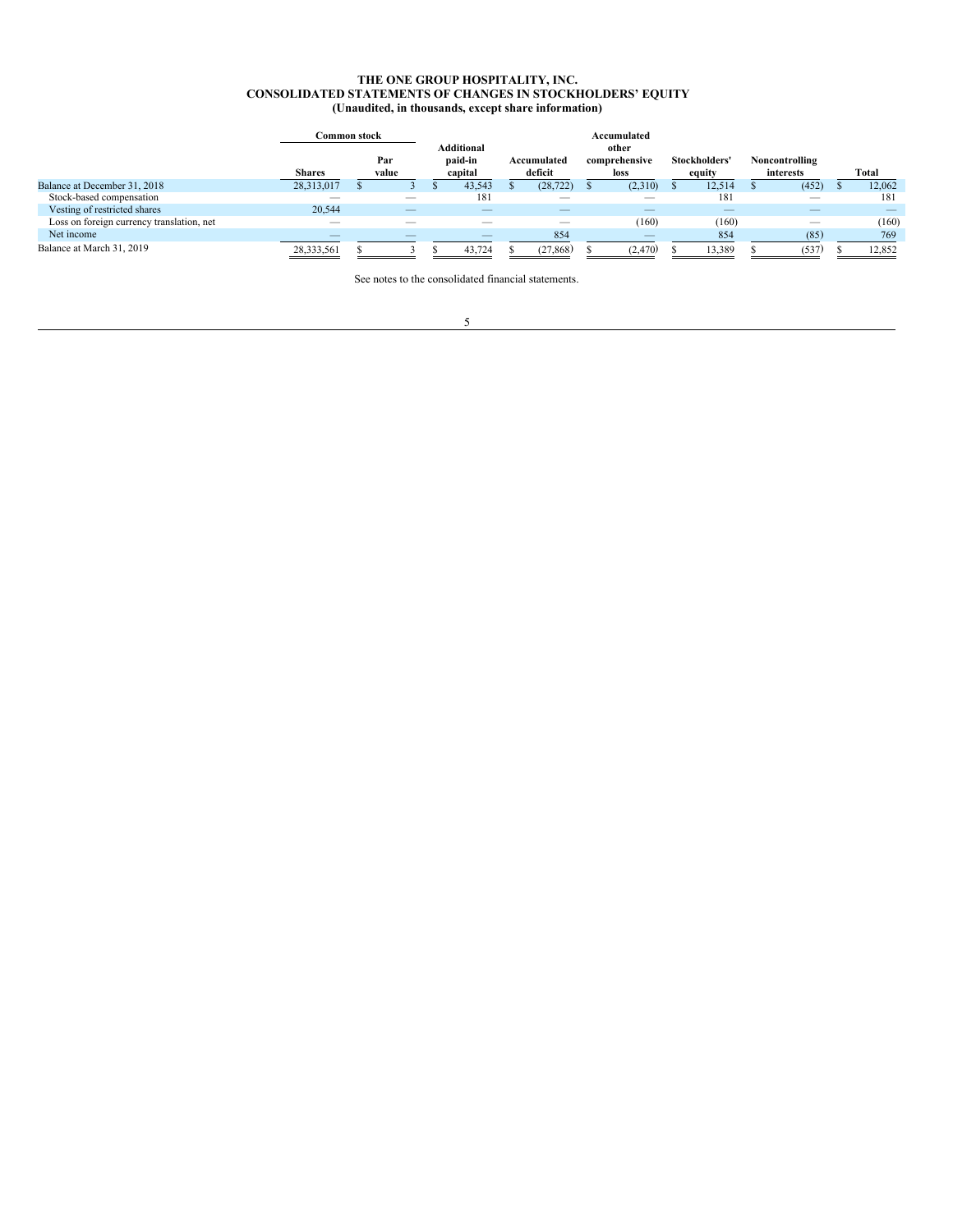# THE ONE GROUP HOSPITALITY, INC.
## CONSOLIDATED STATEMENTS OF CHANGES IN STOCKHOLDERS' EQUITY
### (Unaudited, in thousands, except share information)

| | Common stock | | Additional paid-in capital | Accumulated deficit | Accumulated other comprehensive loss | Stockholders' equity | Noncontrolling interests | Total |
|---|---|---|---|---|---|---|---|---|
| | Shares | Par value | | | | | | |
| Balance at December 31, 2018 | 28,313,017 | $ 3 | $ 43,543 | $ (28,722) | $ (2,310) | $ 12,514 | $ (452) | $ 12,062 |
| Stock-based compensation | — | — | 181 | — | — | 181 | — | 181 |
| Vesting of restricted shares | 20,544 | — | — | — | — | — | — | — |
| Loss on foreign currency translation, net | — | — | — | — | (160) | (160) | — | (160) |
| Net income | — | — | — | 854 | — | 854 | (85) | 769 |
| Balance at March 31, 2019 | 28,333,561 | $ 3 | $ 43,724 | $ (27,868) | $ (2,470) | $ 13,389 | $ (537) | $ 12,852 |

See notes to the consolidated financial statements.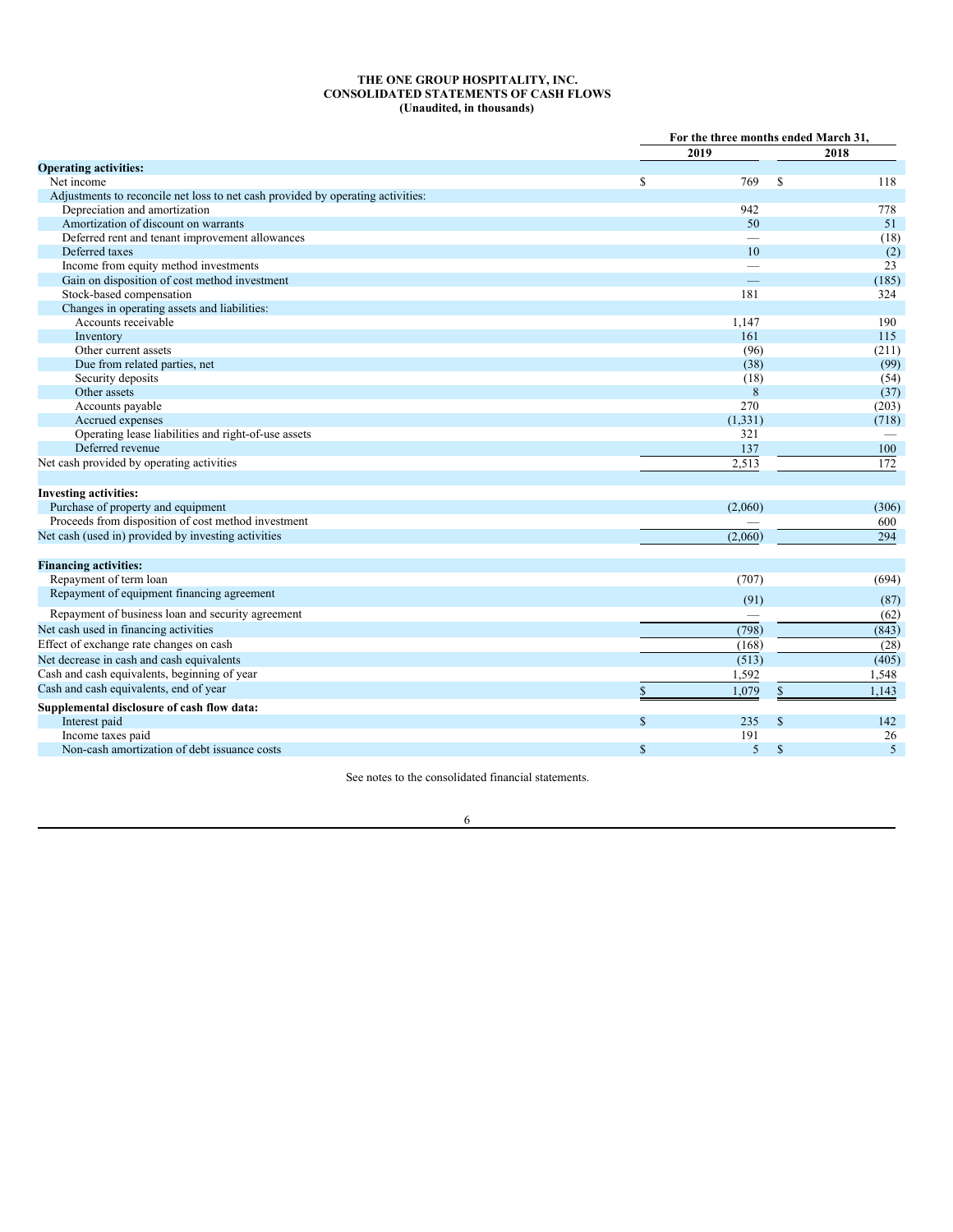**THE ONE GROUP HOSPITALITY, INC.**
**CONSOLIDATED STATEMENTS OF CASH FLOWS**
**(Unaudited, in thousands)**

| | For the three months ended March 31, | |
|---|---|---|
| | 2019 | 2018 |
| **Operating activities:** | | |
| Net income | $ 769 | $ 118 |
| Adjustments to reconcile net loss to net cash provided by operating activities: | | |
| Depreciation and amortization | 942 | 778 |
| Amortization of discount on warrants | 50 | 51 |
| Deferred rent and tenant improvement allowances | — | (18) |
| Deferred taxes | 10 | (2) |
| Income from equity method investments | — | 23 |
| Gain on disposition of cost method investment | — | (185) |
| Stock-based compensation | 181 | 324 |
| Changes in operating assets and liabilities: | | |
| Accounts receivable | 1,147 | 190 |
| Inventory | 161 | 115 |
| Other current assets | (96) | (211) |
| Due from related parties, net | (38) | (99) |
| Security deposits | (18) | (54) |
| Other assets | 8 | (37) |
| Accounts payable | 270 | (203) |
| Accrued expenses | (1,331) | (718) |
| Operating lease liabilities and right-of-use assets | 321 | — |
| Deferred revenue | 137 | 100 |
| Net cash provided by operating activities | 2,513 | 172 |
| | | |
| **Investing activities:** | | |
| Purchase of property and equipment | (2,060) | (306) |
| Proceeds from disposition of cost method investment | — | 600 |
| Net cash (used in) provided by investing activities | (2,060) | 294 |
| | | |
| **Financing activities:** | | |
| Repayment of term loan | (707) | (694) |
| Repayment of equipment financing agreement | (91) | (87) |
| Repayment of business loan and security agreement | — | (62) |
| Net cash used in financing activities | (798) | (843) |
| Effect of exchange rate changes on cash | (168) | (28) |
| Net decrease in cash and cash equivalents | (513) | (405) |
| Cash and cash equivalents, beginning of year | 1,592 | 1,548 |
| Cash and cash equivalents, end of year | $ 1,079 | $ 1,143 |
| **Supplemental disclosure of cash flow data:** | | |
| Interest paid | $ 235 | $ 142 |
| Income taxes paid | 191 | 26 |
| Non-cash amortization of debt issuance costs | $ 5 | $ 5 |

See notes to the consolidated financial statements.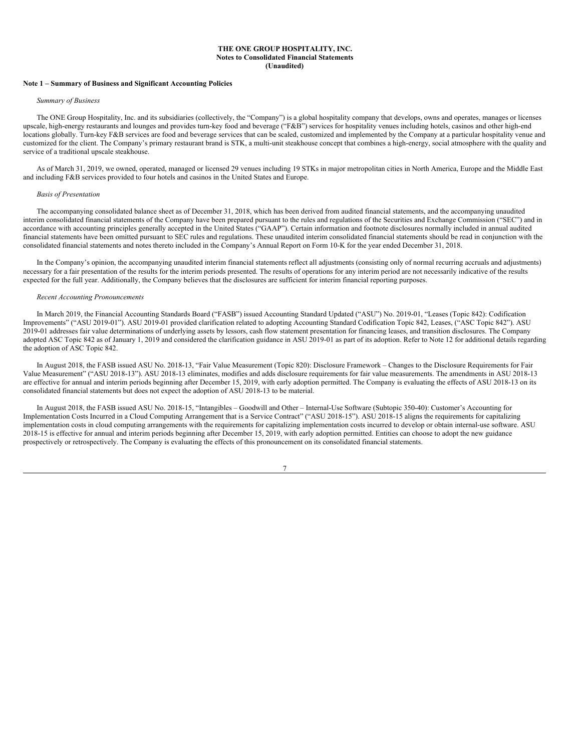**THE ONE GROUP HOSPITALITY, INC.**
**Notes to Consolidated Financial Statements**
**(Unaudited)**

## Note 1 – Summary of Business and Significant Accounting Policies

*Summary of Business*

The ONE Group Hospitality, Inc. and its subsidiaries (collectively, the "Company") is a global hospitality company that develops, owns and operates, manages or licenses upscale, high-energy restaurants and lounges and provides turn-key food and beverage ("F&B") services for hospitality venues including hotels, casinos and other high-end locations globally. Turn-key F&B services are food and beverage services that can be scaled, customized and implemented by the Company at a particular hospitality venue and customized for the client. The Company's primary restaurant brand is STK, a multi-unit steakhouse concept that combines a high-energy, social atmosphere with the quality and service of a traditional upscale steakhouse.

As of March 31, 2019, we owned, operated, managed or licensed 29 venues including 19 STKs in major metropolitan cities in North America, Europe and the Middle East and including F&B services provided to four hotels and casinos in the United States and Europe.

*Basis of Presentation*

The accompanying consolidated balance sheet as of December 31, 2018, which has been derived from audited financial statements, and the accompanying unaudited interim consolidated financial statements of the Company have been prepared pursuant to the rules and regulations of the Securities and Exchange Commission ("SEC") and in accordance with accounting principles generally accepted in the United States ("GAAP"). Certain information and footnote disclosures normally included in annual audited financial statements have been omitted pursuant to SEC rules and regulations. These unaudited interim consolidated financial statements should be read in conjunction with the consolidated financial statements and notes thereto included in the Company's Annual Report on Form 10-K for the year ended December 31, 2018.

In the Company's opinion, the accompanying unaudited interim financial statements reflect all adjustments (consisting only of normal recurring accruals and adjustments) necessary for a fair presentation of the results for the interim periods presented. The results of operations for any interim period are not necessarily indicative of the results expected for the full year. Additionally, the Company believes that the disclosures are sufficient for interim financial reporting purposes.

*Recent Accounting Pronouncements*

In March 2019, the Financial Accounting Standards Board ("FASB") issued Accounting Standard Updated ("ASU") No. 2019-01, "Leases (Topic 842): Codification Improvements" ("ASU 2019-01"). ASU 2019-01 provided clarification related to adopting Accounting Standard Codification Topic 842, Leases, ("ASC Topic 842"). ASU 2019-01 addresses fair value determinations of underlying assets by lessors, cash flow statement presentation for financing leases, and transition disclosures. The Company adopted ASC Topic 842 as of January 1, 2019 and considered the clarification guidance in ASU 2019-01 as part of its adoption. Refer to Note 12 for additional details regarding the adoption of ASC Topic 842.

In August 2018, the FASB issued ASU No. 2018-13, "Fair Value Measurement (Topic 820): Disclosure Framework – Changes to the Disclosure Requirements for Fair Value Measurement" ("ASU 2018-13"). ASU 2018-13 eliminates, modifies and adds disclosure requirements for fair value measurements. The amendments in ASU 2018-13 are effective for annual and interim periods beginning after December 15, 2019, with early adoption permitted. The Company is evaluating the effects of ASU 2018-13 on its consolidated financial statements but does not expect the adoption of ASU 2018-13 to be material.

In August 2018, the FASB issued ASU No. 2018-15, "Intangibles – Goodwill and Other – Internal-Use Software (Subtopic 350-40): Customer's Accounting for Implementation Costs Incurred in a Cloud Computing Arrangement that is a Service Contract" ("ASU 2018-15"). ASU 2018-15 aligns the requirements for capitalizing implementation costs in cloud computing arrangements with the requirements for capitalizing implementation costs incurred to develop or obtain internal-use software. ASU 2018-15 is effective for annual and interim periods beginning after December 15, 2019, with early adoption permitted. Entities can choose to adopt the new guidance prospectively or retrospectively. The Company is evaluating the effects of this pronouncement on its consolidated financial statements.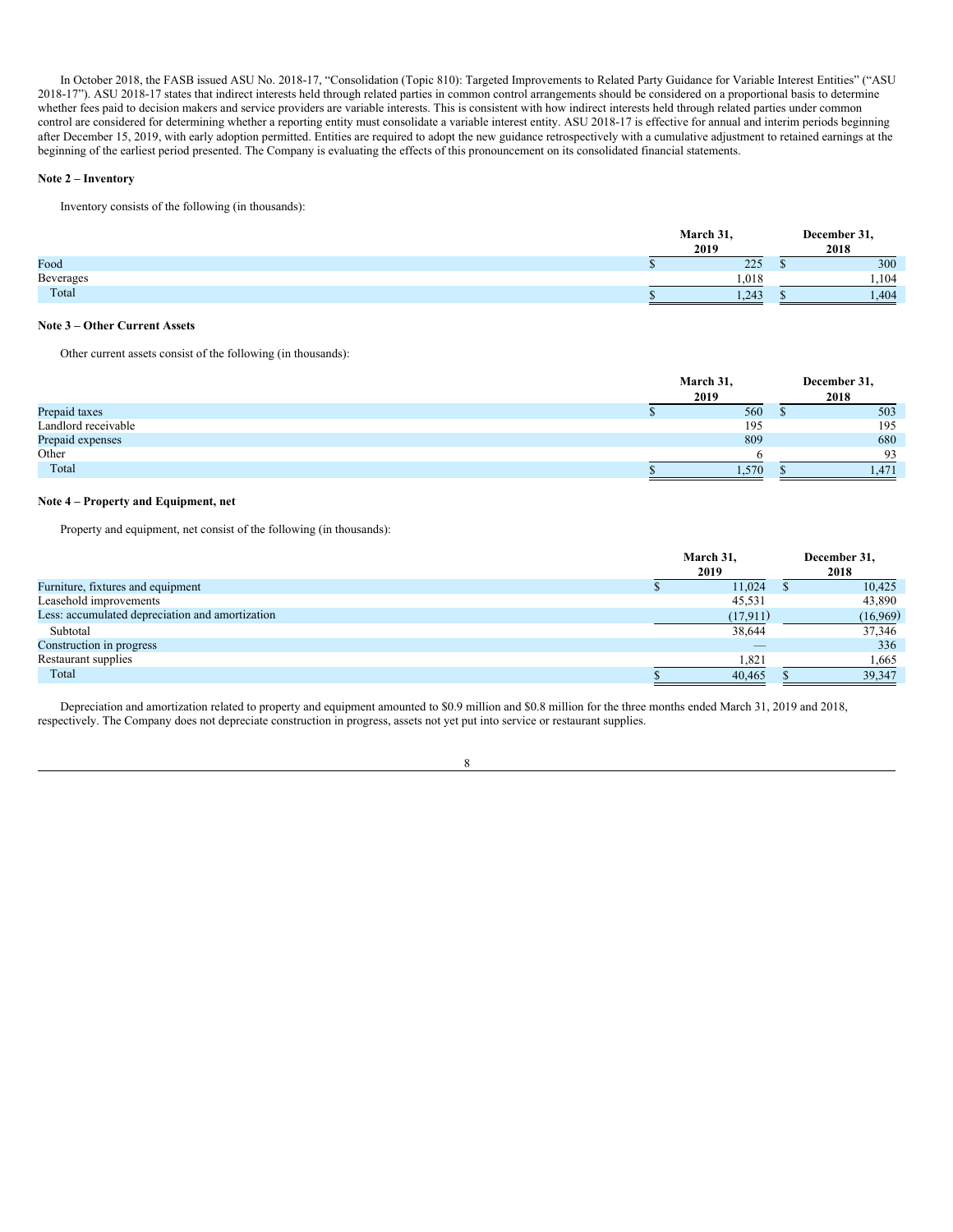In October 2018, the FASB issued ASU No. 2018-17, "Consolidation (Topic 810): Targeted Improvements to Related Party Guidance for Variable Interest Entities" ("ASU 2018-17"). ASU 2018-17 states that indirect interests held through related parties in common control arrangements should be considered on a proportional basis to determine whether fees paid to decision makers and service providers are variable interests. This is consistent with how indirect interests held through related parties under common control are considered for determining whether a reporting entity must consolidate a variable interest entity. ASU 2018-17 is effective for annual and interim periods beginning after December 15, 2019, with early adoption permitted. Entities are required to adopt the new guidance retrospectively with a cumulative adjustment to retained earnings at the beginning of the earliest period presented. The Company is evaluating the effects of this pronouncement on its consolidated financial statements.

**Note 2 – Inventory**

Inventory consists of the following (in thousands):

| | March 31, 2019 | December 31, 2018 |
|---|---|---|
| Food | $ 225 | $ 300 |
| Beverages | 1,018 | 1,104 |
| Total | $ 1,243 | $ 1,404 |

**Note 3 – Other Current Assets**

Other current assets consist of the following (in thousands):

| | March 31, 2019 | December 31, 2018 |
|---|---|---|
| Prepaid taxes | $ 560 | $ 503 |
| Landlord receivable | 195 | 195 |
| Prepaid expenses | 809 | 680 |
| Other | 6 | 93 |
| Total | $ 1,570 | $ 1,471 |

**Note 4 – Property and Equipment, net**

Property and equipment, net consist of the following (in thousands):

| | March 31, 2019 | December 31, 2018 |
|---|---|---|
| Furniture, fixtures and equipment | $ 11,024 | $ 10,425 |
| Leasehold improvements | 45,531 | 43,890 |
| Less: accumulated depreciation and amortization | (17,911) | (16,969) |
| Subtotal | 38,644 | 37,346 |
| Construction in progress | — | 336 |
| Restaurant supplies | 1,821 | 1,665 |
| Total | $ 40,465 | $ 39,347 |

Depreciation and amortization related to property and equipment amounted to $0.9 million and $0.8 million for the three months ended March 31, 2019 and 2018, respectively. The Company does not depreciate construction in progress, assets not yet put into service or restaurant supplies.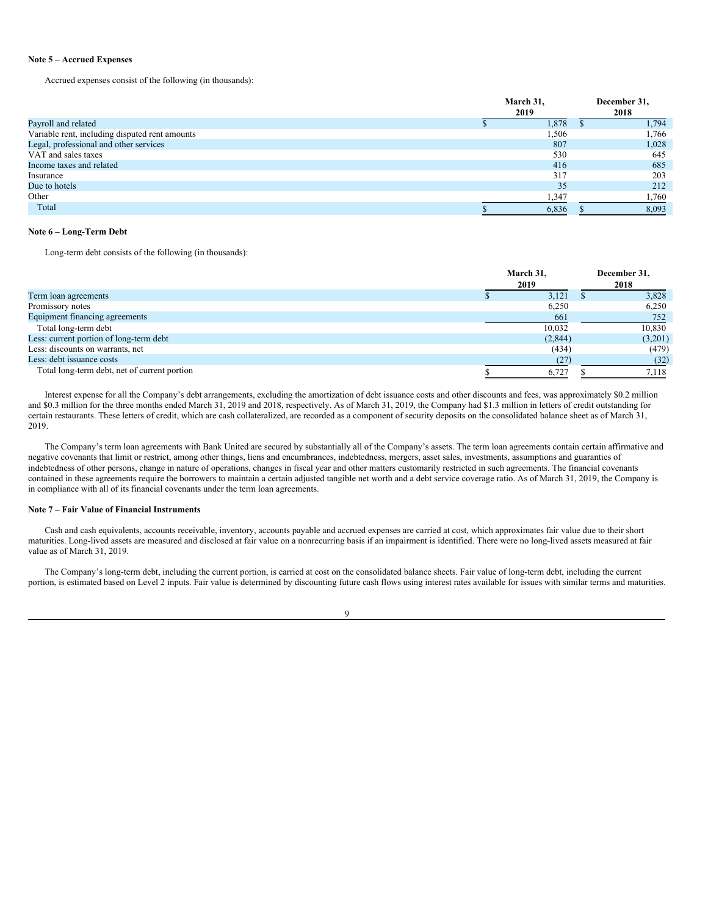**Note 5 – Accrued Expenses**

Accrued expenses consist of the following (in thousands):

| | March 31, 2019 | December 31, 2018 |
|---|---|---|
| Payroll and related | $ 1,878 | $ 1,794 |
| Variable rent, including disputed rent amounts | 1,506 | 1,766 |
| Legal, professional and other services | 807 | 1,028 |
| VAT and sales taxes | 530 | 645 |
| Income taxes and related | 416 | 685 |
| Insurance | 317 | 203 |
| Due to hotels | 35 | 212 |
| Other | 1,347 | 1,760 |
| Total | $ 6,836 | $ 8,093 |

**Note 6 – Long-Term Debt**

Long-term debt consists of the following (in thousands):

| | March 31, 2019 | December 31, 2018 |
|---|---|---|
| Term loan agreements | $ 3,121 | $ 3,828 |
| Promissory notes | 6,250 | 6,250 |
| Equipment financing agreements | 661 | 752 |
| Total long-term debt | 10,032 | 10,830 |
| Less: current portion of long-term debt | (2,844) | (3,201) |
| Less: discounts on warrants, net | (434) | (479) |
| Less: debt issuance costs | (27) | (32) |
| Total long-term debt, net of current portion | $ 6,727 | $ 7,118 |

Interest expense for all the Company's debt arrangements, excluding the amortization of debt issuance costs and other discounts and fees, was approximately $0.2 million and $0.3 million for the three months ended March 31, 2019 and 2018, respectively. As of March 31, 2019, the Company had $1.3 million in letters of credit outstanding for certain restaurants. These letters of credit, which are cash collateralized, are recorded as a component of security deposits on the consolidated balance sheet as of March 31, 2019.

The Company's term loan agreements with Bank United are secured by substantially all of the Company's assets. The term loan agreements contain certain affirmative and negative covenants that limit or restrict, among other things, liens and encumbrances, indebtedness, mergers, asset sales, investments, assumptions and guaranties of indebtedness of other persons, change in nature of operations, changes in fiscal year and other matters customarily restricted in such agreements. The financial covenants contained in these agreements require the borrowers to maintain a certain adjusted tangible net worth and a debt service coverage ratio. As of March 31, 2019, the Company is in compliance with all of its financial covenants under the term loan agreements.

**Note 7 – Fair Value of Financial Instruments**

Cash and cash equivalents, accounts receivable, inventory, accounts payable and accrued expenses are carried at cost, which approximates fair value due to their short maturities. Long-lived assets are measured and disclosed at fair value on a nonrecurring basis if an impairment is identified. There were no long-lived assets measured at fair value as of March 31, 2019.

The Company's long-term debt, including the current portion, is carried at cost on the consolidated balance sheets. Fair value of long-term debt, including the current portion, is estimated based on Level 2 inputs. Fair value is determined by discounting future cash flows using interest rates available for issues with similar terms and maturities.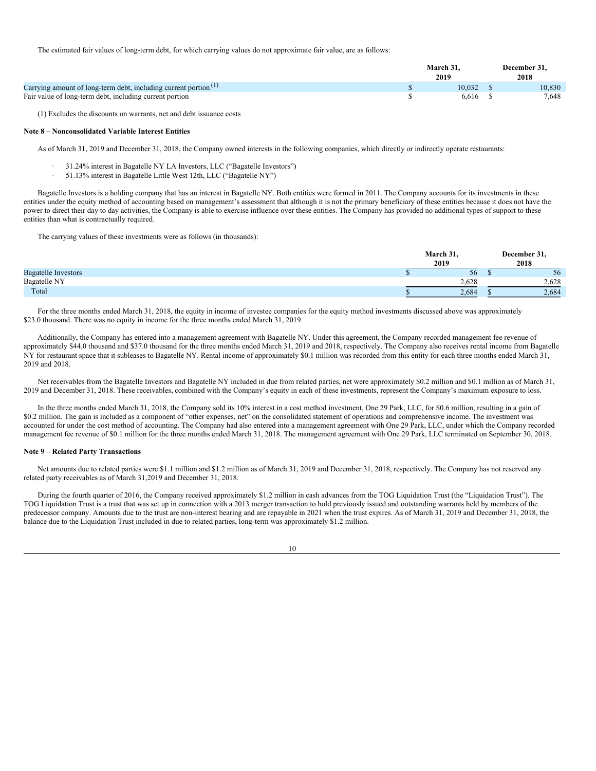The estimated fair values of long-term debt, for which carrying values do not approximate fair value, are as follows:

| | March 31, 2019 | December 31, 2018 |
|---|---|---|
| Carrying amount of long-term debt, including current portion [(1)] | $ 10,032 | $ 10,830 |
| Fair value of long-term debt, including current portion | $ 6,616 | $ 7,648 |

(1) Excludes the discounts on warrants, net and debt issuance costs

**Note 8 – Nonconsolidated Variable Interest Entities**

As of March 31, 2019 and December 31, 2018, the Company owned interests in the following companies, which directly or indirectly operate restaurants:

- 31.24% interest in Bagatelle NY LA Investors, LLC ("Bagatelle Investors")
- 51.13% interest in Bagatelle Little West 12th, LLC ("Bagatelle NY")

Bagatelle Investors is a holding company that has an interest in Bagatelle NY. Both entities were formed in 2011. The Company accounts for its investments in these entities under the equity method of accounting based on management's assessment that although it is not the primary beneficiary of these entities because it does not have the power to direct their day to day activities, the Company is able to exercise influence over these entities. The Company has provided no additional types of support to these entities than what is contractually required.

The carrying values of these investments were as follows (in thousands):

| | March 31, 2019 | December 31, 2018 |
|---|---|---|
| Bagatelle Investors | $ 56 | $ 56 |
| Bagatelle NY | 2,628 | 2,628 |
| Total | $ 2,684 | $ 2,684 |

For the three months ended March 31, 2018, the equity in income of investee companies for the equity method investments discussed above was approximately $23.0 thousand. There was no equity in income for the three months ended March 31, 2019.

Additionally, the Company has entered into a management agreement with Bagatelle NY. Under this agreement, the Company recorded management fee revenue of approximately $44.0 thousand and $37.0 thousand for the three months ended March 31, 2019 and 2018, respectively. The Company also receives rental income from Bagatelle NY for restaurant space that it subleases to Bagatelle NY. Rental income of approximately $0.1 million was recorded from this entity for each three months ended March 31, 2019 and 2018.

Net receivables from the Bagatelle Investors and Bagatelle NY included in due from related parties, net were approximately $0.2 million and $0.1 million as of March 31, 2019 and December 31, 2018. These receivables, combined with the Company's equity in each of these investments, represent the Company's maximum exposure to loss.

In the three months ended March 31, 2018, the Company sold its 10% interest in a cost method investment, One 29 Park, LLC, for $0.6 million, resulting in a gain of $0.2 million. The gain is included as a component of "other expenses, net" on the consolidated statement of operations and comprehensive income. The investment was accounted for under the cost method of accounting. The Company had also entered into a management agreement with One 29 Park, LLC, under which the Company recorded management fee revenue of $0.1 million for the three months ended March 31, 2018. The management agreement with One 29 Park, LLC terminated on September 30, 2018.

**Note 9 – Related Party Transactions**

Net amounts due to related parties were $1.1 million and $1.2 million as of March 31, 2019 and December 31, 2018, respectively. The Company has not reserved any related party receivables as of March 31,2019 and December 31, 2018.

During the fourth quarter of 2016, the Company received approximately $1.2 million in cash advances from the TOG Liquidation Trust (the "Liquidation Trust"). The TOG Liquidation Trust is a trust that was set up in connection with a 2013 merger transaction to hold previously issued and outstanding warrants held by members of the predecessor company. Amounts due to the trust are non-interest bearing and are repayable in 2021 when the trust expires. As of March 31, 2019 and December 31, 2018, the balance due to the Liquidation Trust included in due to related parties, long-term was approximately $1.2 million.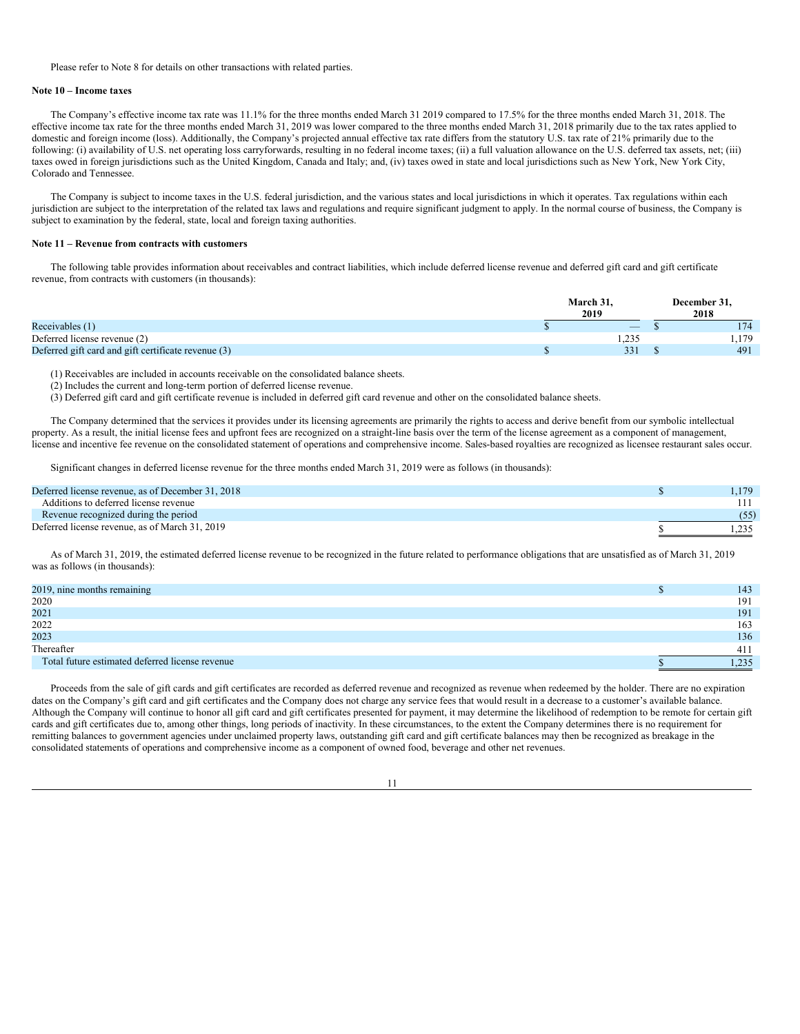Please refer to Note 8 for details on other transactions with related parties.

**Note 10 – Income taxes**

The Company's effective income tax rate was 11.1% for the three months ended March 31 2019 compared to 17.5% for the three months ended March 31, 2018. The effective income tax rate for the three months ended March 31, 2019 was lower compared to the three months ended March 31, 2018 primarily due to the tax rates applied to domestic and foreign income (loss). Additionally, the Company's projected annual effective tax rate differs from the statutory U.S. tax rate of 21% primarily due to the following: (i) availability of U.S. net operating loss carryforwards, resulting in no federal income taxes; (ii) a full valuation allowance on the U.S. deferred tax assets, net; (iii) taxes owed in foreign jurisdictions such as the United Kingdom, Canada and Italy; and, (iv) taxes owed in state and local jurisdictions such as New York, New York City, Colorado and Tennessee.

The Company is subject to income taxes in the U.S. federal jurisdiction, and the various states and local jurisdictions in which it operates. Tax regulations within each jurisdiction are subject to the interpretation of the related tax laws and regulations and require significant judgment to apply. In the normal course of business, the Company is subject to examination by the federal, state, local and foreign taxing authorities.

**Note 11 – Revenue from contracts with customers**

The following table provides information about receivables and contract liabilities, which include deferred license revenue and deferred gift card and gift certificate revenue, from contracts with customers (in thousands):

| | March 31, 2019 | December 31, 2018 |
|---|---|---|
| Receivables (1) | $ — | $ 174 |
| Deferred license revenue (2) | 1,235 | 1,179 |
| Deferred gift card and gift certificate revenue (3) | $ 331 | $ 491 |

(1) Receivables are included in accounts receivable on the consolidated balance sheets.
(2) Includes the current and long-term portion of deferred license revenue.
(3) Deferred gift card and gift certificate revenue is included in deferred gift card revenue and other on the consolidated balance sheets.

The Company determined that the services it provides under its licensing agreements are primarily the rights to access and derive benefit from our symbolic intellectual property. As a result, the initial license fees and upfront fees are recognized on a straight-line basis over the term of the license agreement as a component of management, license and incentive fee revenue on the consolidated statement of operations and comprehensive income. Sales-based royalties are recognized as licensee restaurant sales occur.

Significant changes in deferred license revenue for the three months ended March 31, 2019 were as follows (in thousands):

| | |
|---|---|
| Deferred license revenue, as of December 31, 2018 | $ 1,179 |
| Additions to deferred license revenue | 111 |
| Revenue recognized during the period | (55) |
| Deferred license revenue, as of March 31, 2019 | $ 1,235 |

As of March 31, 2019, the estimated deferred license revenue to be recognized in the future related to performance obligations that are unsatisfied as of March 31, 2019 was as follows (in thousands):

| | |
|---|---|
| 2019, nine months remaining | $ 143 |
| 2020 | 191 |
| 2021 | 191 |
| 2022 | 163 |
| 2023 | 136 |
| Thereafter | 411 |
| Total future estimated deferred license revenue | $ 1,235 |

Proceeds from the sale of gift cards and gift certificates are recorded as deferred revenue and recognized as revenue when redeemed by the holder. There are no expiration dates on the Company's gift card and gift certificates and the Company does not charge any service fees that would result in a decrease to a customer's available balance. Although the Company will continue to honor all gift card and gift certificates presented for payment, it may determine the likelihood of redemption to be remote for certain gift cards and gift certificates due to, among other things, long periods of inactivity. In these circumstances, to the extent the Company determines there is no requirement for remitting balances to government agencies under unclaimed property laws, outstanding gift card and gift certificate balances may then be recognized as breakage in the consolidated statements of operations and comprehensive income as a component of owned food, beverage and other net revenues.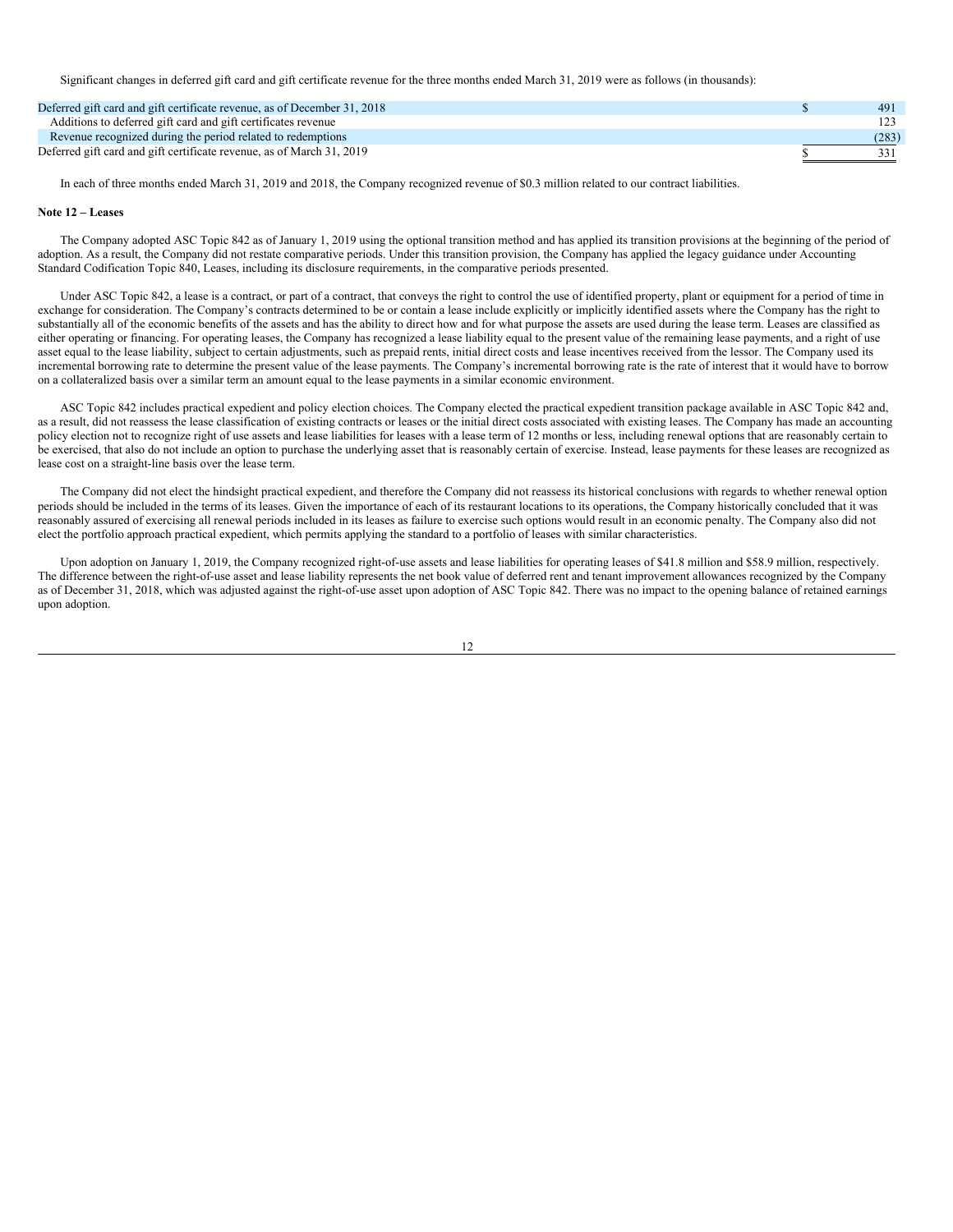Significant changes in deferred gift card and gift certificate revenue for the three months ended March 31, 2019 were as follows (in thousands):

| | |
|---|---|
| Deferred gift card and gift certificate revenue, as of December 31, 2018 | $ 491 |
| Additions to deferred gift card and gift certificates revenue | 123 |
| Revenue recognized during the period related to redemptions | (283) |
| Deferred gift card and gift certificate revenue, as of March 31, 2019 | $ 331 |

In each of three months ended March 31, 2019 and 2018, the Company recognized revenue of $0.3 million related to our contract liabilities.

**Note 12 – Leases**

The Company adopted ASC Topic 842 as of January 1, 2019 using the optional transition method and has applied its transition provisions at the beginning of the period of adoption. As a result, the Company did not restate comparative periods. Under this transition provision, the Company has applied the legacy guidance under Accounting Standard Codification Topic 840, Leases, including its disclosure requirements, in the comparative periods presented.

Under ASC Topic 842, a lease is a contract, or part of a contract, that conveys the right to control the use of identified property, plant or equipment for a period of time in exchange for consideration. The Company's contracts determined to be or contain a lease include explicitly or implicitly identified assets where the Company has the right to substantially all of the economic benefits of the assets and has the ability to direct how and for what purpose the assets are used during the lease term. Leases are classified as either operating or financing. For operating leases, the Company has recognized a lease liability equal to the present value of the remaining lease payments, and a right of use asset equal to the lease liability, subject to certain adjustments, such as prepaid rents, initial direct costs and lease incentives received from the lessor. The Company used its incremental borrowing rate to determine the present value of the lease payments. The Company's incremental borrowing rate is the rate of interest that it would have to borrow on a collateralized basis over a similar term an amount equal to the lease payments in a similar economic environment.

ASC Topic 842 includes practical expedient and policy election choices. The Company elected the practical expedient transition package available in ASC Topic 842 and, as a result, did not reassess the lease classification of existing contracts or leases or the initial direct costs associated with existing leases. The Company has made an accounting policy election not to recognize right of use assets and lease liabilities for leases with a lease term of 12 months or less, including renewal options that are reasonably certain to be exercised, that also do not include an option to purchase the underlying asset that is reasonably certain of exercise. Instead, lease payments for these leases are recognized as lease cost on a straight-line basis over the lease term.

The Company did not elect the hindsight practical expedient, and therefore the Company did not reassess its historical conclusions with regards to whether renewal option periods should be included in the terms of its leases. Given the importance of each of its restaurant locations to its operations, the Company historically concluded that it was reasonably assured of exercising all renewal periods included in its leases as failure to exercise such options would result in an economic penalty. The Company also did not elect the portfolio approach practical expedient, which permits applying the standard to a portfolio of leases with similar characteristics.

Upon adoption on January 1, 2019, the Company recognized right-of-use assets and lease liabilities for operating leases of $41.8 million and $58.9 million, respectively. The difference between the right-of-use asset and lease liability represents the net book value of deferred rent and tenant improvement allowances recognized by the Company as of December 31, 2018, which was adjusted against the right-of-use asset upon adoption of ASC Topic 842. There was no impact to the opening balance of retained earnings upon adoption.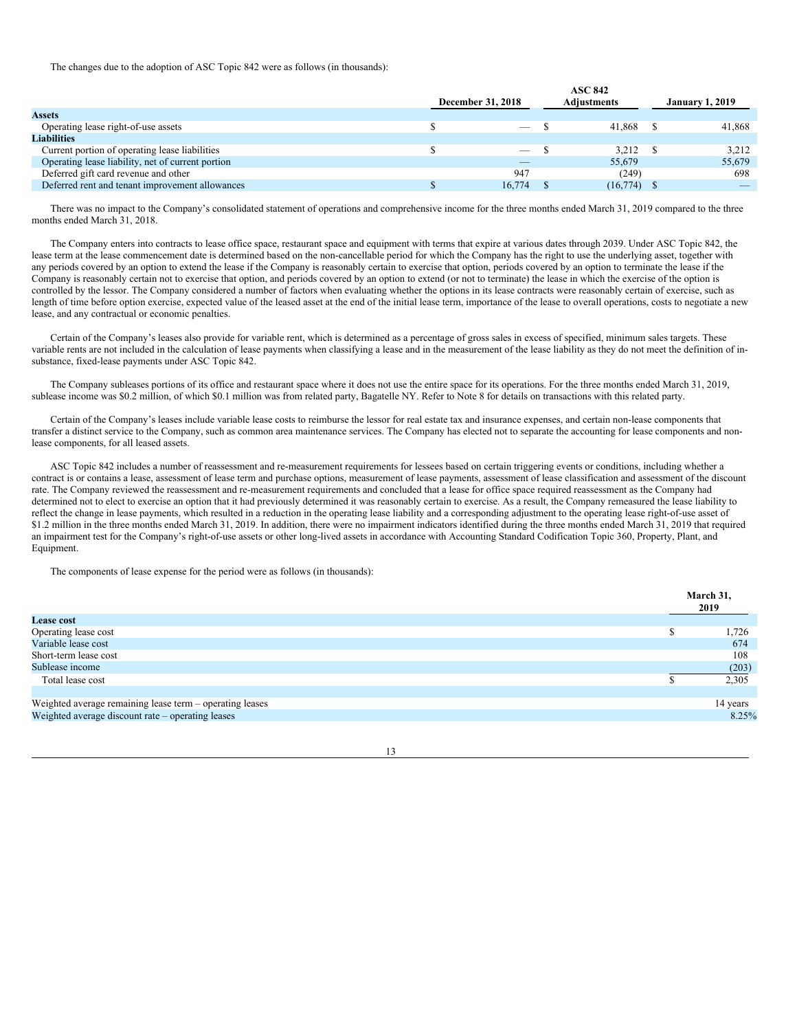The changes due to the adoption of ASC Topic 842 were as follows (in thousands):

| | December 31, 2018 | ASC 842 Adjustments | January 1, 2019 |
|---|---|---|---|
| **Assets** | | | |
| Operating lease right-of-use assets | $ — | $ 41,868 | $ 41,868 |
| **Liabilities** | | | |
| Current portion of operating lease liabilities | $ — | $ 3,212 | $ 3,212 |
| Operating lease liability, net of current portion | — | 55,679 | 55,679 |
| Deferred gift card revenue and other | 947 | (249) | 698 |
| Deferred rent and tenant improvement allowances | $ 16,774 | $ (16,774) | $ — |

There was no impact to the Company's consolidated statement of operations and comprehensive income for the three months ended March 31, 2019 compared to the three months ended March 31, 2018.

The Company enters into contracts to lease office space, restaurant space and equipment with terms that expire at various dates through 2039. Under ASC Topic 842, the lease term at the lease commencement date is determined based on the non-cancellable period for which the Company has the right to use the underlying asset, together with any periods covered by an option to extend the lease if the Company is reasonably certain to exercise that option, periods covered by an option to terminate the lease if the Company is reasonably certain not to exercise that option, and periods covered by an option to extend (or not to terminate) the lease in which the exercise of the option is controlled by the lessor. The Company considered a number of factors when evaluating whether the options in its lease contracts were reasonably certain of exercise, such as length of time before option exercise, expected value of the leased asset at the end of the initial lease term, importance of the lease to overall operations, costs to negotiate a new lease, and any contractual or economic penalties.

Certain of the Company's leases also provide for variable rent, which is determined as a percentage of gross sales in excess of specified, minimum sales targets. These variable rents are not included in the calculation of lease payments when classifying a lease and in the measurement of the lease liability as they do not meet the definition of in-substance, fixed-lease payments under ASC Topic 842.

The Company subleases portions of its office and restaurant space where it does not use the entire space for its operations. For the three months ended March 31, 2019, sublease income was $0.2 million, of which $0.1 million was from related party, Bagatelle NY. Refer to Note 8 for details on transactions with this related party.

Certain of the Company's leases include variable lease costs to reimburse the lessor for real estate tax and insurance expenses, and certain non-lease components that transfer a distinct service to the Company, such as common area maintenance services. The Company has elected not to separate the accounting for lease components and non-lease components, for all leased assets.

ASC Topic 842 includes a number of reassessment and re-measurement requirements for lessees based on certain triggering events or conditions, including whether a contract is or contains a lease, assessment of lease term and purchase options, measurement of lease payments, assessment of lease classification and assessment of the discount rate. The Company reviewed the reassessment and re-measurement requirements and concluded that a lease for office space required reassessment as the Company had determined not to elect to exercise an option that it had previously determined it was reasonably certain to exercise. As a result, the Company remeasured the lease liability to reflect the change in lease payments, which resulted in a reduction in the operating lease liability and a corresponding adjustment to the operating lease right-of-use asset of $1.2 million in the three months ended March 31, 2019. In addition, there were no impairment indicators identified during the three months ended March 31, 2019 that required an impairment test for the Company's right-of-use assets or other long-lived assets in accordance with Accounting Standard Codification Topic 360, Property, Plant, and Equipment.

The components of lease expense for the period were as follows (in thousands):

| | March 31, 2019 |
|---|---|
| **Lease cost** | |
| Operating lease cost | $ 1,726 |
| Variable lease cost | 674 |
| Short-term lease cost | 108 |
| Sublease income | (203) |
| Total lease cost | $ 2,305 |
| | |
| Weighted average remaining lease term – operating leases | 14 years |
| Weighted average discount rate – operating leases | 8.25% |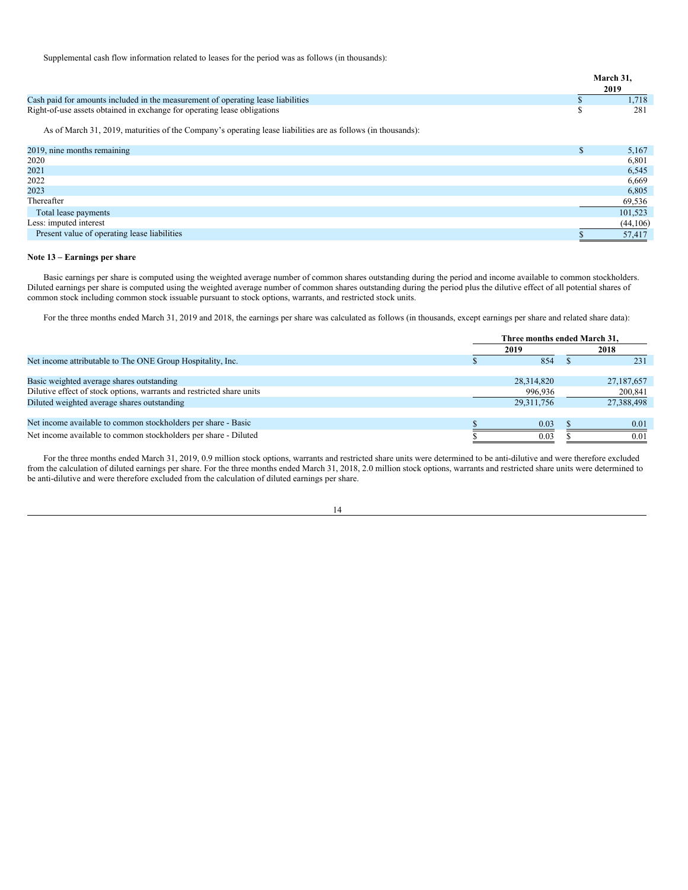Supplemental cash flow information related to leases for the period was as follows (in thousands):

| | March 31, 2019 |
|---|---|
| Cash paid for amounts included in the measurement of operating lease liabilities | $ 1,718 |
| Right-of-use assets obtained in exchange for operating lease obligations | $ 281 |

As of March 31, 2019, maturities of the Company's operating lease liabilities are as follows (in thousands):

| | |
|---|---|
| 2019, nine months remaining | $ 5,167 |
| 2020 | 6,801 |
| 2021 | 6,545 |
| 2022 | 6,669 |
| 2023 | 6,805 |
| Thereafter | 69,536 |
| Total lease payments | 101,523 |
| Less: imputed interest | (44,106) |
| Present value of operating lease liabilities | $ 57,417 |

## Note 13 – Earnings per share

Basic earnings per share is computed using the weighted average number of common shares outstanding during the period and income available to common stockholders. Diluted earnings per share is computed using the weighted average number of common shares outstanding during the period plus the dilutive effect of all potential shares of common stock including common stock issuable pursuant to stock options, warrants, and restricted stock units.

For the three months ended March 31, 2019 and 2018, the earnings per share was calculated as follows (in thousands, except earnings per share and related share data):

| | Three months ended March 31, | |
|---|---|---|
| | 2019 | 2018 |
| Net income attributable to The ONE Group Hospitality, Inc. | $ 854 | $ 231 |
| | | |
| Basic weighted average shares outstanding | 28,314,820 | 27,187,657 |
| Dilutive effect of stock options, warrants and restricted share units | 996,936 | 200,841 |
| Diluted weighted average shares outstanding | 29,311,756 | 27,388,498 |
| | | |
| Net income available to common stockholders per share - Basic | $ 0.03 | $ 0.01 |
| Net income available to common stockholders per share - Diluted | $ 0.03 | $ 0.01 |

For the three months ended March 31, 2019, 0.9 million stock options, warrants and restricted share units were determined to be anti-dilutive and were therefore excluded from the calculation of diluted earnings per share. For the three months ended March 31, 2018, 2.0 million stock options, warrants and restricted share units were determined to be anti-dilutive and were therefore excluded from the calculation of diluted earnings per share.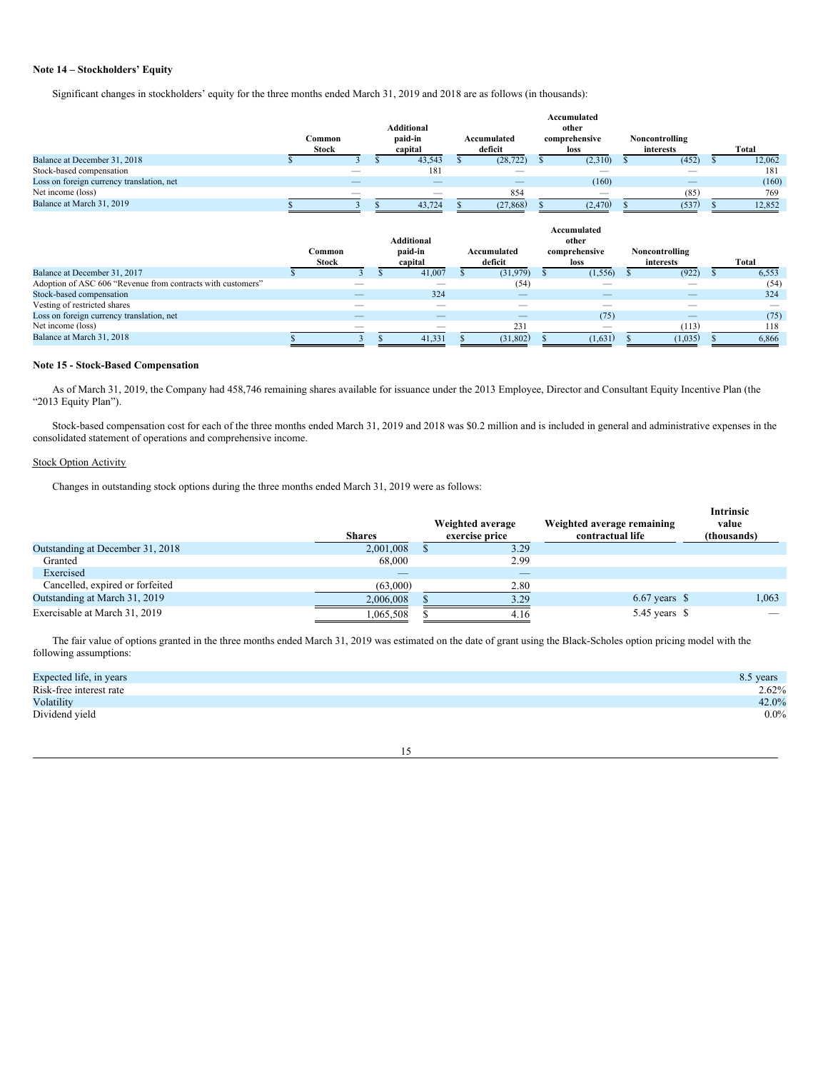## Note 14 – Stockholders' Equity

Significant changes in stockholders' equity for the three months ended March 31, 2019 and 2018 are as follows (in thousands):

| | Common Stock | Additional paid-in capital | Accumulated deficit | Accumulated other comprehensive loss | Noncontrolling interests | Total |
|---|---|---|---|---|---|---|
| Balance at December 31, 2018 | $ 3 | $ 43,543 | $ (28,722) | $ (2,310) | $ (452) | $ 12,062 |
| Stock-based compensation | — | 181 | — | — | — | 181 |
| Loss on foreign currency translation, net | — | — | — | (160) | — | (160) |
| Net income (loss) | — | — | 854 | — | (85) | 769 |
| Balance at March 31, 2019 | $ 3 | $ 43,724 | $ (27,868) | $ (2,470) | $ (537) | $ 12,852 |

| | Common Stock | Additional paid-in capital | Accumulated deficit | Accumulated other comprehensive loss | Noncontrolling interests | Total |
|---|---|---|---|---|---|---|
| Balance at December 31, 2017 | $ 3 | $ 41,007 | $ (31,979) | $ (1,556) | $ (922) | $ 6,553 |
| Adoption of ASC 606 "Revenue from contracts with customers" | — | — | (54) | — | — | (54) |
| Stock-based compensation | — | 324 | — | — | — | 324 |
| Vesting of restricted shares | — | — | — | — | — | — |
| Loss on foreign currency translation, net | — | — | — | (75) | — | (75) |
| Net income (loss) | — | — | 231 | — | (113) | 118 |
| Balance at March 31, 2018 | $ 3 | $ 41,331 | $ (31,802) | $ (1,631) | $ (1,035) | $ 6,866 |

## Note 15 - Stock-Based Compensation

As of March 31, 2019, the Company had 458,746 remaining shares available for issuance under the 2013 Employee, Director and Consultant Equity Incentive Plan (the "2013 Equity Plan").

Stock-based compensation cost for each of the three months ended March 31, 2019 and 2018 was $0.2 million and is included in general and administrative expenses in the consolidated statement of operations and comprehensive income.

Stock Option Activity

Changes in outstanding stock options during the three months ended March 31, 2019 were as follows:

| | Shares | Weighted average exercise price | Weighted average remaining contractual life | Intrinsic value (thousands) |
|---|---|---|---|---|
| Outstanding at December 31, 2018 | 2,001,008 | $ 3.29 | | |
| Granted | 68,000 | 2.99 | | |
| Exercised | — | — | | |
| Cancelled, expired or forfeited | (63,000) | 2.80 | | |
| Outstanding at March 31, 2019 | 2,006,008 | $ 3.29 | 6.67 years | $ 1,063 |
| Exercisable at March 31, 2019 | 1,065,508 | $ 4.16 | 5.45 years | $ — |

The fair value of options granted in the three months ended March 31, 2019 was estimated on the date of grant using the Black-Scholes option pricing model with the following assumptions:

| | |
|---|---|
| Expected life, in years | 8.5 years |
| Risk-free interest rate | 2.62% |
| Volatility | 42.0% |
| Dividend yield | 0.0% |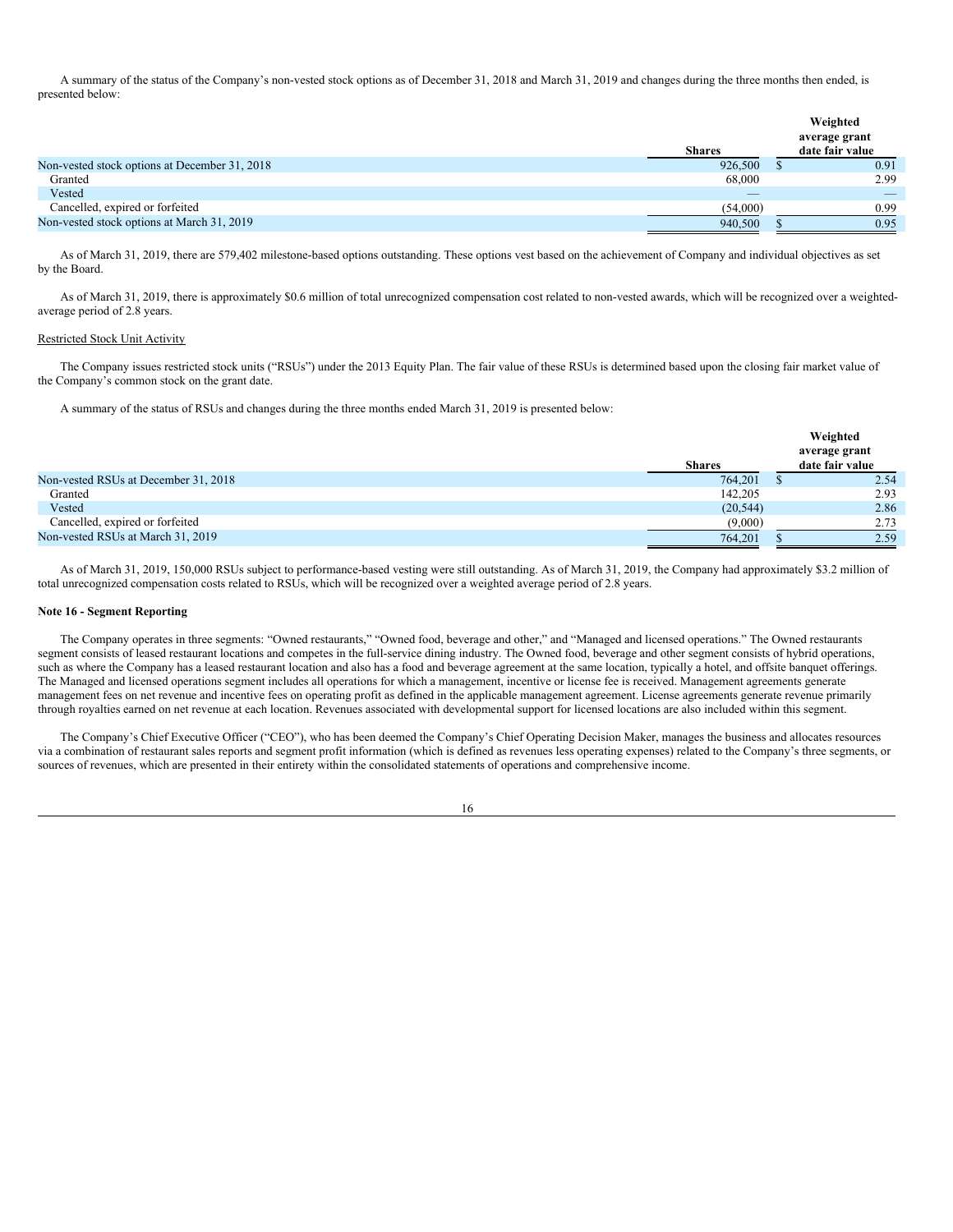A summary of the status of the Company's non-vested stock options as of December 31, 2018 and March 31, 2019 and changes during the three months then ended, is presented below:

| | Shares | Weighted average grant date fair value |
|---|---|---|
| Non-vested stock options at December 31, 2018 | 926,500 | $ 0.91 |
| Granted | 68,000 | 2.99 |
| Vested | — | — |
| Cancelled, expired or forfeited | (54,000) | 0.99 |
| Non-vested stock options at March 31, 2019 | 940,500 | $ 0.95 |

As of March 31, 2019, there are 579,402 milestone-based options outstanding. These options vest based on the achievement of Company and individual objectives as set by the Board.

As of March 31, 2019, there is approximately $0.6 million of total unrecognized compensation cost related to non-vested awards, which will be recognized over a weighted-average period of 2.8 years.

Restricted Stock Unit Activity

The Company issues restricted stock units ("RSUs") under the 2013 Equity Plan. The fair value of these RSUs is determined based upon the closing fair market value of the Company's common stock on the grant date.

A summary of the status of RSUs and changes during the three months ended March 31, 2019 is presented below:

| | Shares | Weighted average grant date fair value |
|---|---|---|
| Non-vested RSUs at December 31, 2018 | 764,201 | $ 2.54 |
| Granted | 142,205 | 2.93 |
| Vested | (20,544) | 2.86 |
| Cancelled, expired or forfeited | (9,000) | 2.73 |
| Non-vested RSUs at March 31, 2019 | 764,201 | $ 2.59 |

As of March 31, 2019, 150,000 RSUs subject to performance-based vesting were still outstanding. As of March 31, 2019, the Company had approximately $3.2 million of total unrecognized compensation costs related to RSUs, which will be recognized over a weighted average period of 2.8 years.

**Note 16 - Segment Reporting**

The Company operates in three segments: "Owned restaurants," "Owned food, beverage and other," and "Managed and licensed operations." The Owned restaurants segment consists of leased restaurant locations and competes in the full-service dining industry. The Owned food, beverage and other segment consists of hybrid operations, such as where the Company has a leased restaurant location and also has a food and beverage agreement at the same location, typically a hotel, and offsite banquet offerings. The Managed and licensed operations segment includes all operations for which a management, incentive or license fee is received. Management agreements generate management fees on net revenue and incentive fees on operating profit as defined in the applicable management agreement. License agreements generate revenue primarily through royalties earned on net revenue at each location. Revenues associated with developmental support for licensed locations are also included within this segment.

The Company's Chief Executive Officer ("CEO"), who has been deemed the Company's Chief Operating Decision Maker, manages the business and allocates resources via a combination of restaurant sales reports and segment profit information (which is defined as revenues less operating expenses) related to the Company's three segments, or sources of revenues, which are presented in their entirety within the consolidated statements of operations and comprehensive income.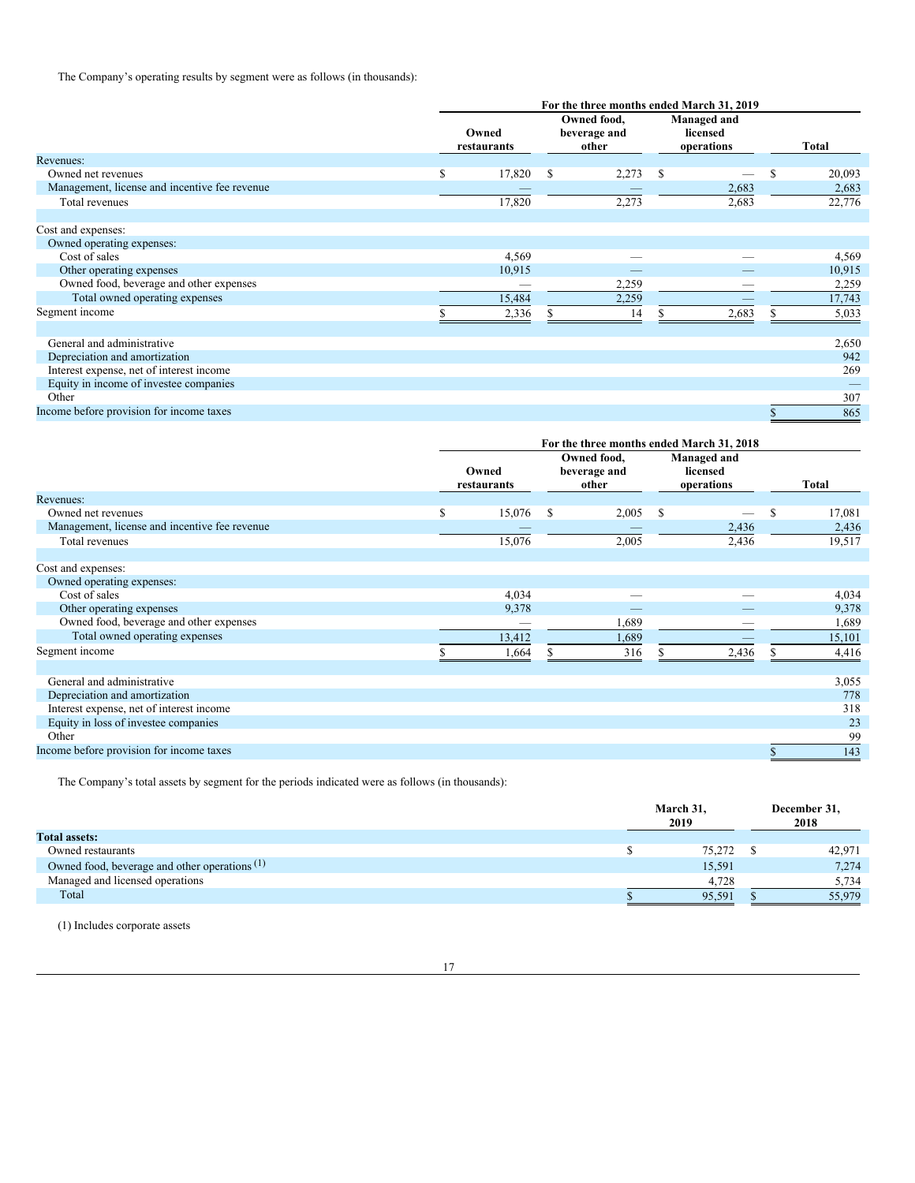The Company's operating results by segment were as follows (in thousands):

| | For the three months ended March 31, 2019 | | | |
|---|---|---|---|---|
| | Owned restaurants | Owned food, beverage and other | Managed and licensed operations | Total |
| Revenues: | | | | |
| Owned net revenues | $ 17,820 | $ 2,273 | $ — | $ 20,093 |
| Management, license and incentive fee revenue | — | — | 2,683 | 2,683 |
| Total revenues | 17,820 | 2,273 | 2,683 | 22,776 |
| | | | | |
| Cost and expenses: | | | | |
| Owned operating expenses: | | | | |
| Cost of sales | 4,569 | — | — | 4,569 |
| Other operating expenses | 10,915 | — | — | 10,915 |
| Owned food, beverage and other expenses | — | 2,259 | — | 2,259 |
| Total owned operating expenses | 15,484 | 2,259 | — | 17,743 |
| Segment income | $ 2,336 | $ 14 | $ 2,683 | $ 5,033 |
| | | | | |
| General and administrative | | | | 2,650 |
| Depreciation and amortization | | | | 942 |
| Interest expense, net of interest income | | | | 269 |
| Equity in income of investee companies | | | | — |
| Other | | | | 307 |
| Income before provision for income taxes | | | | $ 865 |

| | For the three months ended March 31, 2018 | | | |
|---|---|---|---|---|
| | Owned restaurants | Owned food, beverage and other | Managed and licensed operations | Total |
| Revenues: | | | | |
| Owned net revenues | $ 15,076 | $ 2,005 | $ — | $ 17,081 |
| Management, license and incentive fee revenue | — | — | 2,436 | 2,436 |
| Total revenues | 15,076 | 2,005 | 2,436 | 19,517 |
| | | | | |
| Cost and expenses: | | | | |
| Owned operating expenses: | | | | |
| Cost of sales | 4,034 | — | — | 4,034 |
| Other operating expenses | 9,378 | — | — | 9,378 |
| Owned food, beverage and other expenses | — | 1,689 | — | 1,689 |
| Total owned operating expenses | 13,412 | 1,689 | — | 15,101 |
| Segment income | $ 1,664 | $ 316 | $ 2,436 | $ 4,416 |
| | | | | |
| General and administrative | | | | 3,055 |
| Depreciation and amortization | | | | 778 |
| Interest expense, net of interest income | | | | 318 |
| Equity in loss of investee companies | | | | 23 |
| Other | | | | 99 |
| Income before provision for income taxes | | | | $ 143 |

The Company's total assets by segment for the periods indicated were as follows (in thousands):

| | March 31, 2019 | December 31, 2018 |
|---|---|---|
| **Total assets:** | | |
| Owned restaurants | $ 75,272 | $ 42,971 |
| Owned food, beverage and other operations [(1)] | 15,591 | 7,274 |
| Managed and licensed operations | 4,728 | 5,734 |
| Total | $ 95,591 | $ 55,979 |

(1) Includes corporate assets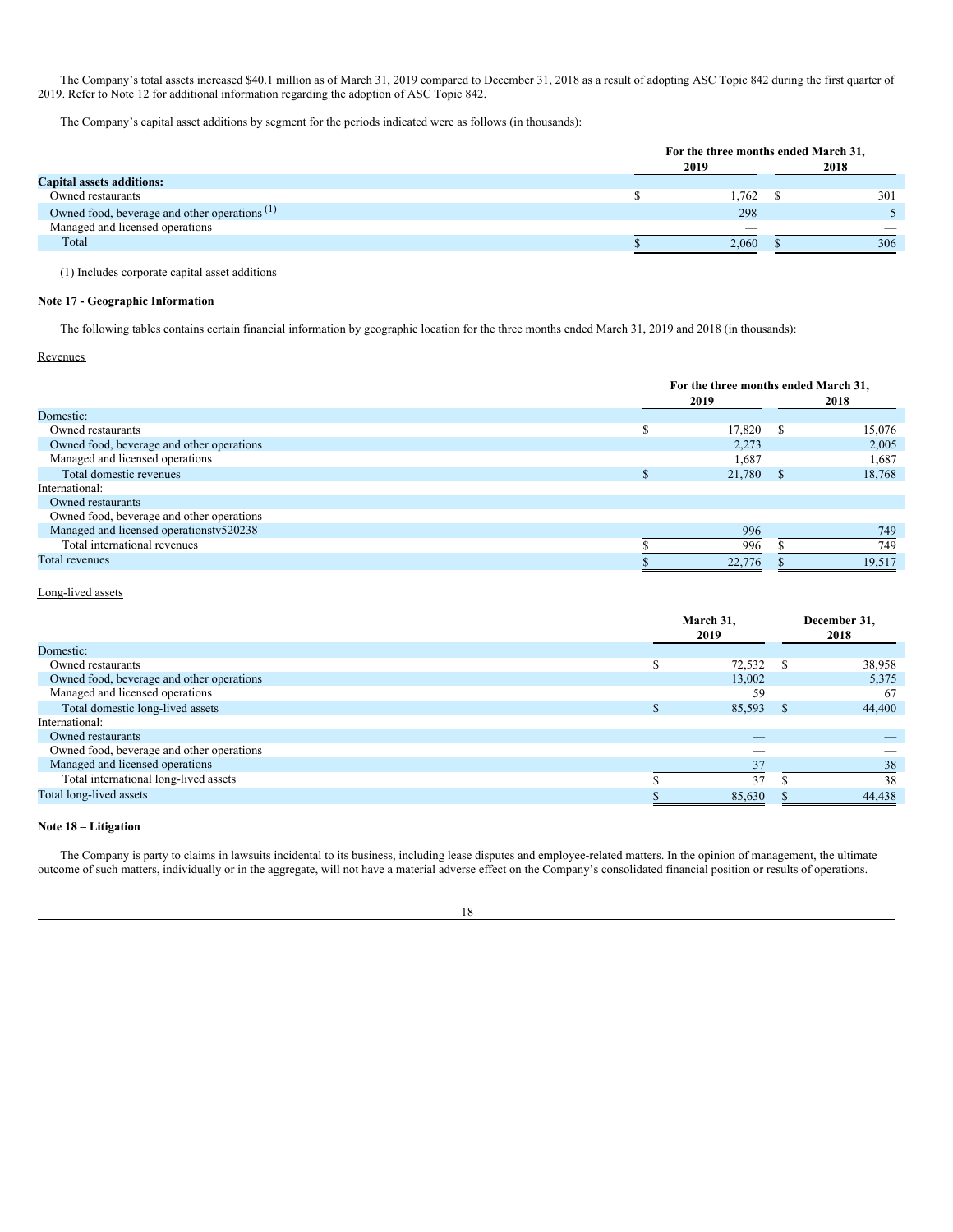The Company's total assets increased $40.1 million as of March 31, 2019 compared to December 31, 2018 as a result of adopting ASC Topic 842 during the first quarter of 2019. Refer to Note 12 for additional information regarding the adoption of ASC Topic 842.

The Company's capital asset additions by segment for the periods indicated were as follows (in thousands):

| | For the three months ended March 31, | |
|---|---|---|
| | 2019 | 2018 |
| **Capital assets additions:** | | |
| Owned restaurants | $ 1,762 | $ 301 |
| Owned food, beverage and other operations [(1)] | 298 | 5 |
| Managed and licensed operations | — | — |
| Total | $ 2,060 | $ 306 |

(1) Includes corporate capital asset additions

### Note 17 - Geographic Information

The following tables contains certain financial information by geographic location for the three months ended March 31, 2019 and 2018 (in thousands):

Revenues

| | For the three months ended March 31, | |
|---|---|---|
| | 2019 | 2018 |
| Domestic: | | |
| Owned restaurants | $ 17,820 | $ 15,076 |
| Owned food, beverage and other operations | 2,273 | 2,005 |
| Managed and licensed operations | 1,687 | 1,687 |
| Total domestic revenues | $ 21,780 | $ 18,768 |
| International: | | |
| Owned restaurants | — | — |
| Owned food, beverage and other operations | — | — |
| Managed and licensed operationstv520238 | 996 | 749 |
| Total international revenues | $ 996 | $ 749 |
| Total revenues | $ 22,776 | $ 19,517 |

Long-lived assets

| | March 31, 2019 | December 31, 2018 |
|---|---|---|
| Domestic: | | |
| Owned restaurants | $ 72,532 | $ 38,958 |
| Owned food, beverage and other operations | 13,002 | 5,375 |
| Managed and licensed operations | 59 | 67 |
| Total domestic long-lived assets | $ 85,593 | $ 44,400 |
| International: | | |
| Owned restaurants | — | — |
| Owned food, beverage and other operations | — | — |
| Managed and licensed operations | 37 | 38 |
| Total international long-lived assets | $ 37 | $ 38 |
| Total long-lived assets | $ 85,630 | $ 44,438 |

### Note 18 – Litigation

The Company is party to claims in lawsuits incidental to its business, including lease disputes and employee-related matters. In the opinion of management, the ultimate outcome of such matters, individually or in the aggregate, will not have a material adverse effect on the Company's consolidated financial position or results of operations.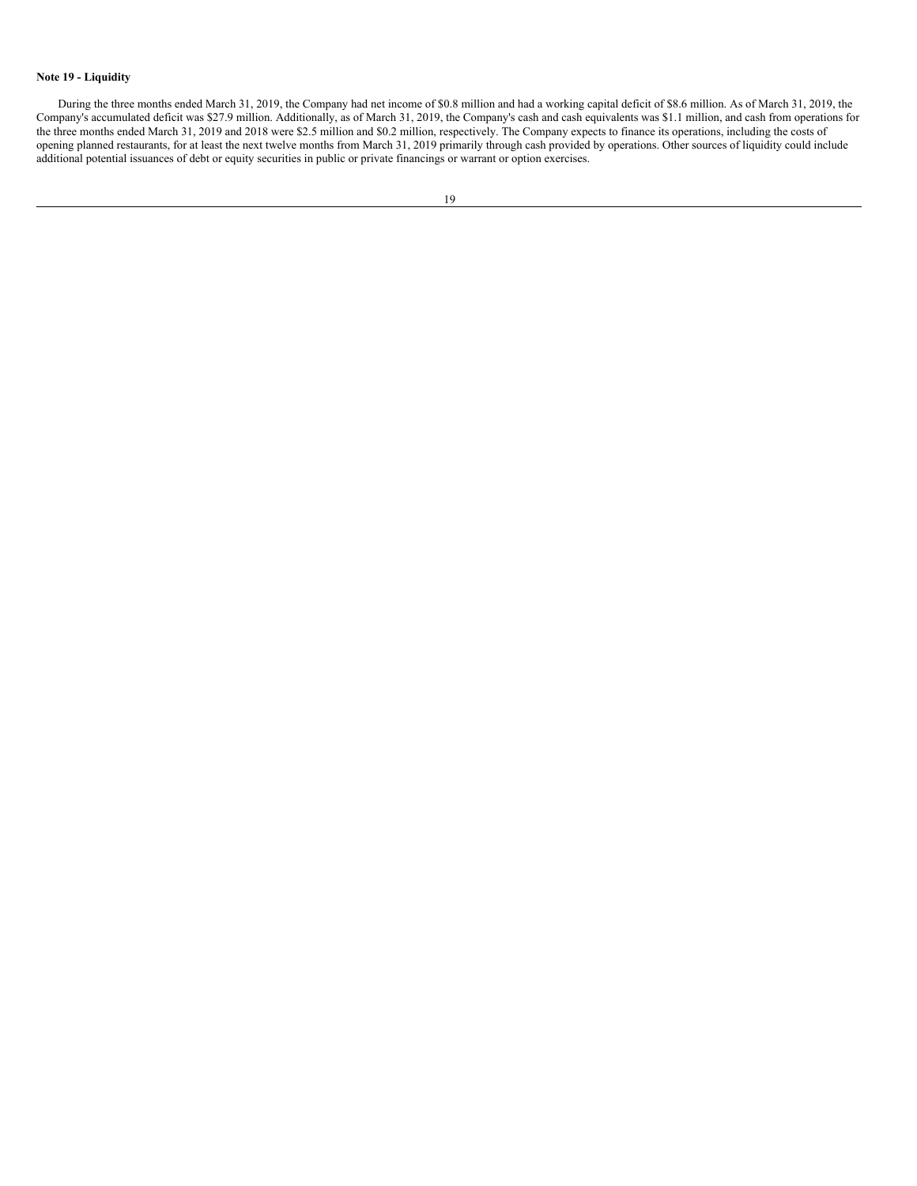**Note 19 - Liquidity**

During the three months ended March 31, 2019, the Company had net income of $0.8 million and had a working capital deficit of $8.6 million. As of March 31, 2019, the Company's accumulated deficit was $27.9 million. Additionally, as of March 31, 2019, the Company's cash and cash equivalents was $1.1 million, and cash from operations for the three months ended March 31, 2019 and 2018 were $2.5 million and $0.2 million, respectively. The Company expects to finance its operations, including the costs of opening planned restaurants, for at least the next twelve months from March 31, 2019 primarily through cash provided by operations. Other sources of liquidity could include additional potential issuances of debt or equity securities in public or private financings or warrant or option exercises.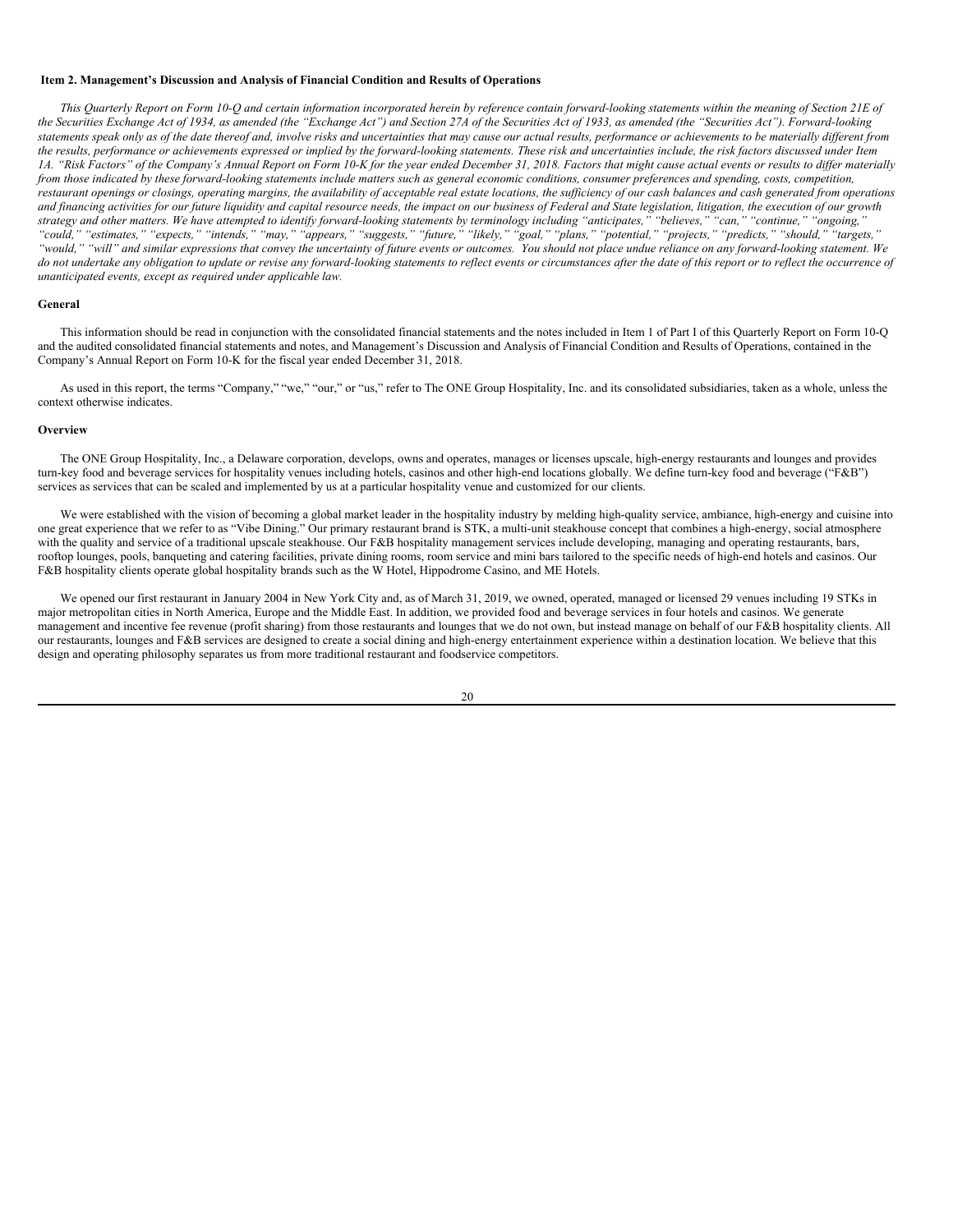### Item 2. Management's Discussion and Analysis of Financial Condition and Results of Operations

*This Quarterly Report on Form 10-Q and certain information incorporated herein by reference contain forward-looking statements within the meaning of Section 21E of the Securities Exchange Act of 1934, as amended (the "Exchange Act") and Section 27A of the Securities Act of 1933, as amended (the "Securities Act"). Forward-looking statements speak only as of the date thereof and, involve risks and uncertainties that may cause our actual results, performance or achievements to be materially different from the results, performance or achievements expressed or implied by the forward-looking statements. These risk and uncertainties include, the risk factors discussed under Item 1A. "Risk Factors" of the Company's Annual Report on Form 10-K for the year ended December 31, 2018. Factors that might cause actual events or results to differ materially from those indicated by these forward-looking statements include matters such as general economic conditions, consumer preferences and spending, costs, competition, restaurant openings or closings, operating margins, the availability of acceptable real estate locations, the sufficiency of our cash balances and cash generated from operations and financing activities for our future liquidity and capital resource needs, the impact on our business of Federal and State legislation, litigation, the execution of our growth strategy and other matters. We have attempted to identify forward-looking statements by terminology including "anticipates," "believes," "can," "continue," "ongoing," "could," "estimates," "expects," "intends," "may," "appears," "suggests," "future," "likely," "goal," "plans," "potential," "projects," "predicts," "should," "targets," "would," "will" and similar expressions that convey the uncertainty of future events or outcomes. You should not place undue reliance on any forward-looking statement. We do not undertake any obligation to update or revise any forward-looking statements to reflect events or circumstances after the date of this report or to reflect the occurrence of unanticipated events, except as required under applicable law.*

**General**

This information should be read in conjunction with the consolidated financial statements and the notes included in Item 1 of Part I of this Quarterly Report on Form 10-Q and the audited consolidated financial statements and notes, and Management's Discussion and Analysis of Financial Condition and Results of Operations, contained in the Company's Annual Report on Form 10-K for the fiscal year ended December 31, 2018.

As used in this report, the terms "Company," "we," "our," or "us," refer to The ONE Group Hospitality, Inc. and its consolidated subsidiaries, taken as a whole, unless the context otherwise indicates.

**Overview**

The ONE Group Hospitality, Inc., a Delaware corporation, develops, owns and operates, manages or licenses upscale, high-energy restaurants and lounges and provides turn-key food and beverage services for hospitality venues including hotels, casinos and other high-end locations globally. We define turn-key food and beverage ("F&B") services as services that can be scaled and implemented by us at a particular hospitality venue and customized for our clients.

We were established with the vision of becoming a global market leader in the hospitality industry by melding high-quality service, ambiance, high-energy and cuisine into one great experience that we refer to as "Vibe Dining." Our primary restaurant brand is STK, a multi-unit steakhouse concept that combines a high-energy, social atmosphere with the quality and service of a traditional upscale steakhouse. Our F&B hospitality management services include developing, managing and operating restaurants, bars, rooftop lounges, pools, banqueting and catering facilities, private dining rooms, room service and mini bars tailored to the specific needs of high-end hotels and casinos. Our F&B hospitality clients operate global hospitality brands such as the W Hotel, Hippodrome Casino, and ME Hotels.

We opened our first restaurant in January 2004 in New York City and, as of March 31, 2019, we owned, operated, managed or licensed 29 venues including 19 STKs in major metropolitan cities in North America, Europe and the Middle East. In addition, we provided food and beverage services in four hotels and casinos. We generate management and incentive fee revenue (profit sharing) from those restaurants and lounges that we do not own, but instead manage on behalf of our F&B hospitality clients. All our restaurants, lounges and F&B services are designed to create a social dining and high-energy entertainment experience within a destination location. We believe that this design and operating philosophy separates us from more traditional restaurant and foodservice competitors.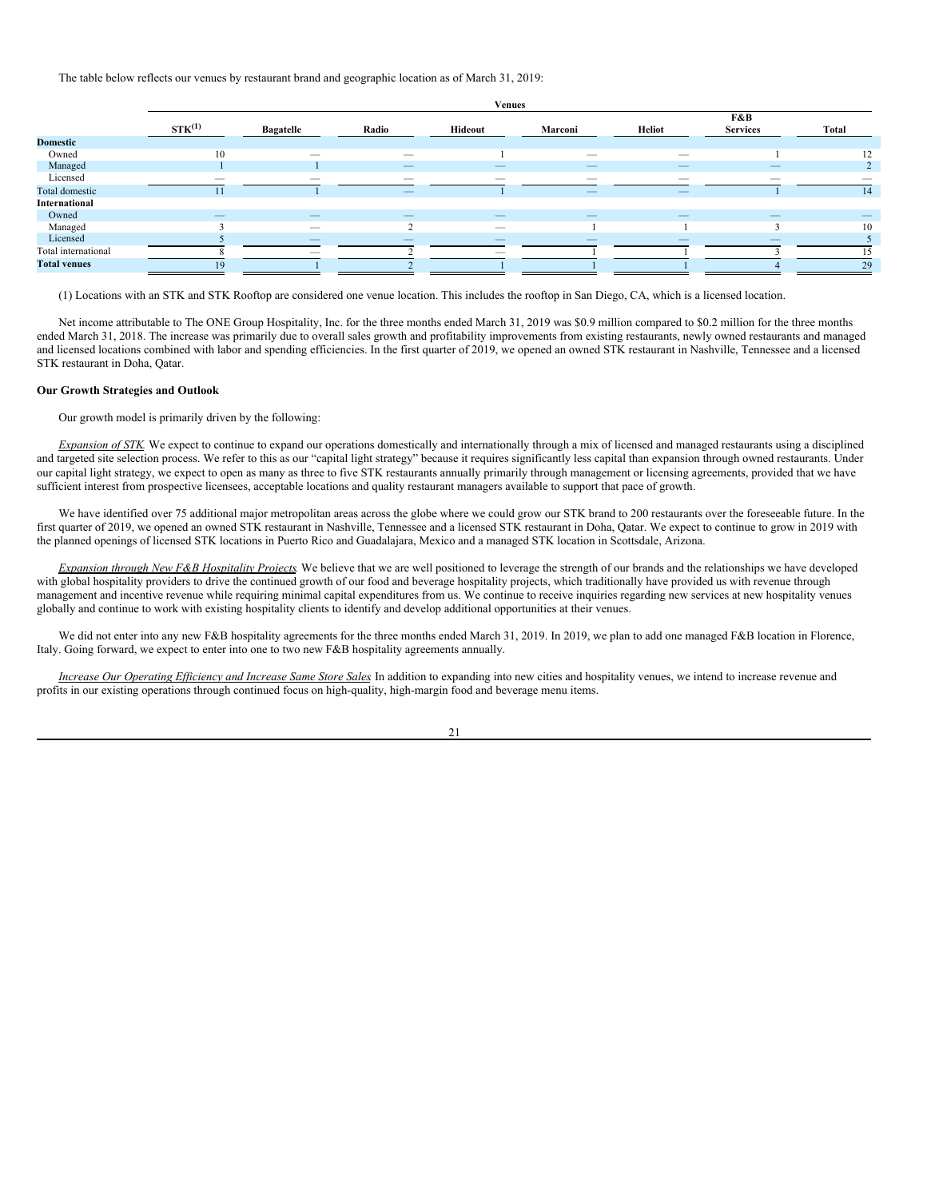The table below reflects our venues by restaurant brand and geographic location as of March 31, 2019:

| | Venues | | | | | | | |
|---|---|---|---|---|---|---|---|---|
| | STK[(1)] | Bagatelle | Radio | Hideout | Marconi | Heliot | F&B Services | Total |
| **Domestic** | | | | | | | | |
| Owned | 10 | — | — | 1 | — | — | 1 | 12 |
| Managed | 1 | 1 | — | — | — | — | — | 2 |
| Licensed | — | — | — | — | — | — | — | — |
| Total domestic | 11 | 1 | — | 1 | — | — | 1 | 14 |
| **International** | | | | | | | | |
| Owned | — | — | — | — | — | — | — | — |
| Managed | 3 | — | 2 | — | 1 | 1 | 3 | 10 |
| Licensed | 5 | — | — | — | — | — | — | 5 |
| Total international | 8 | — | 2 | — | 1 | 1 | 3 | 15 |
| **Total venues** | 19 | 1 | 2 | 1 | 1 | 1 | 4 | 29 |

(1) Locations with an STK and STK Rooftop are considered one venue location. This includes the rooftop in San Diego, CA, which is a licensed location.

Net income attributable to The ONE Group Hospitality, Inc. for the three months ended March 31, 2019 was $0.9 million compared to $0.2 million for the three months ended March 31, 2018. The increase was primarily due to overall sales growth and profitability improvements from existing restaurants, newly owned restaurants and managed and licensed locations combined with labor and spending efficiencies. In the first quarter of 2019, we opened an owned STK restaurant in Nashville, Tennessee and a licensed STK restaurant in Doha, Qatar.

**Our Growth Strategies and Outlook**

Our growth model is primarily driven by the following:

*Expansion of STK.* We expect to continue to expand our operations domestically and internationally through a mix of licensed and managed restaurants using a disciplined and targeted site selection process. We refer to this as our "capital light strategy" because it requires significantly less capital than expansion through owned restaurants. Under our capital light strategy, we expect to open as many as three to five STK restaurants annually primarily through management or licensing agreements, provided that we have sufficient interest from prospective licensees, acceptable locations and quality restaurant managers available to support that pace of growth.

We have identified over 75 additional major metropolitan areas across the globe where we could grow our STK brand to 200 restaurants over the foreseeable future. In the first quarter of 2019, we opened an owned STK restaurant in Nashville, Tennessee and a licensed STK restaurant in Doha, Qatar. We expect to continue to grow in 2019 with the planned openings of licensed STK locations in Puerto Rico and Guadalajara, Mexico and a managed STK location in Scottsdale, Arizona.

*Expansion through New F&B Hospitality Projects.* We believe that we are well positioned to leverage the strength of our brands and the relationships we have developed with global hospitality providers to drive the continued growth of our food and beverage hospitality projects, which traditionally have provided us with revenue through management and incentive revenue while requiring minimal capital expenditures from us. We continue to receive inquiries regarding new services at new hospitality venues globally and continue to work with existing hospitality clients to identify and develop additional opportunities at their venues.

We did not enter into any new F&B hospitality agreements for the three months ended March 31, 2019. In 2019, we plan to add one managed F&B location in Florence, Italy. Going forward, we expect to enter into one to two new F&B hospitality agreements annually.

*Increase Our Operating Efficiency and Increase Same Store Sales.* In addition to expanding into new cities and hospitality venues, we intend to increase revenue and profits in our existing operations through continued focus on high-quality, high-margin food and beverage menu items.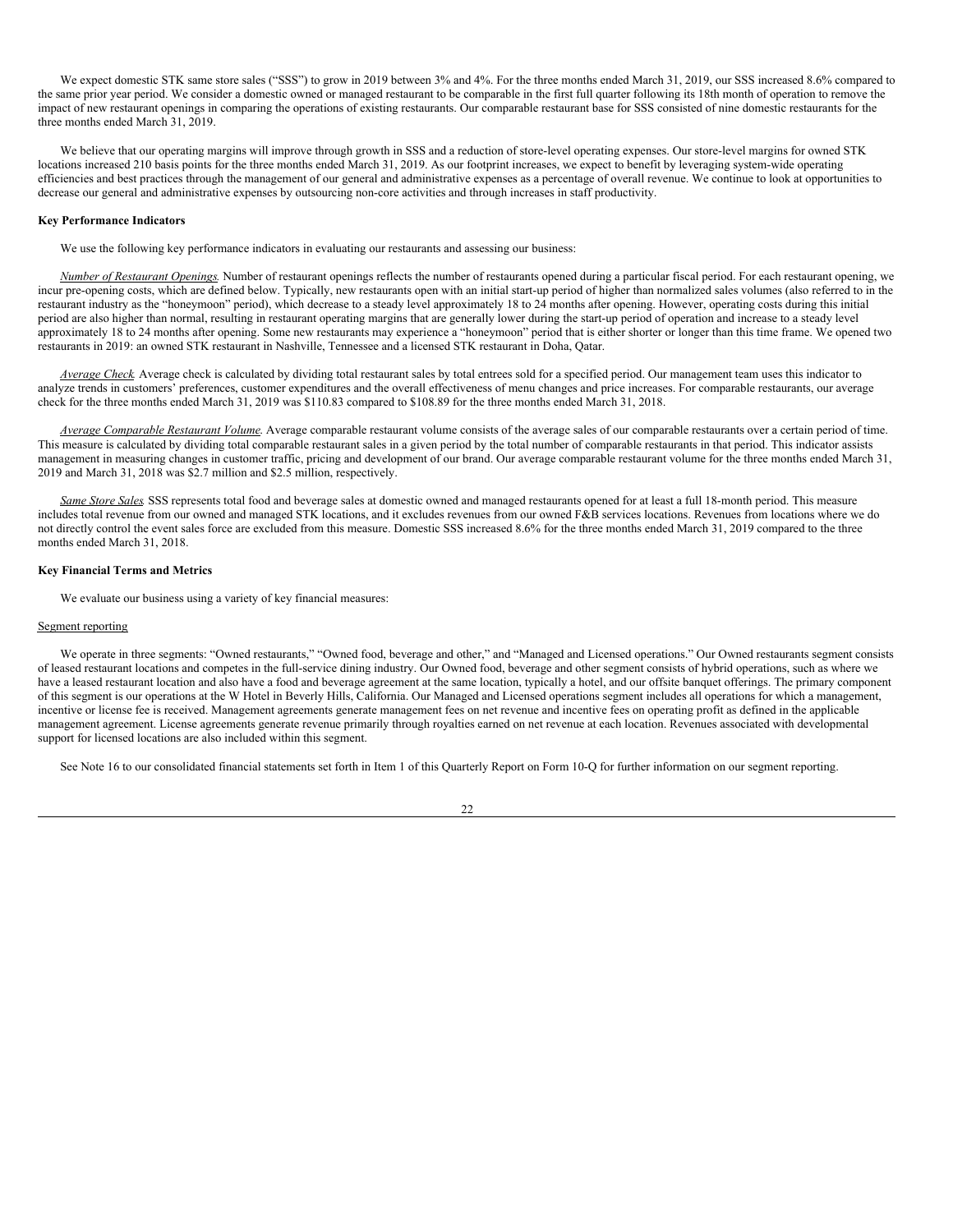We expect domestic STK same store sales ("SSS") to grow in 2019 between 3% and 4%. For the three months ended March 31, 2019, our SSS increased 8.6% compared to the same prior year period. We consider a domestic owned or managed restaurant to be comparable in the first full quarter following its 18th month of operation to remove the impact of new restaurant openings in comparing the operations of existing restaurants. Our comparable restaurant base for SSS consisted of nine domestic restaurants for the three months ended March 31, 2019.

We believe that our operating margins will improve through growth in SSS and a reduction of store-level operating expenses. Our store-level margins for owned STK locations increased 210 basis points for the three months ended March 31, 2019. As our footprint increases, we expect to benefit by leveraging system-wide operating efficiencies and best practices through the management of our general and administrative expenses as a percentage of overall revenue. We continue to look at opportunities to decrease our general and administrative expenses by outsourcing non-core activities and through increases in staff productivity.

**Key Performance Indicators**

We use the following key performance indicators in evaluating our restaurants and assessing our business:

*Number of Restaurant Openings.* Number of restaurant openings reflects the number of restaurants opened during a particular fiscal period. For each restaurant opening, we incur pre-opening costs, which are defined below. Typically, new restaurants open with an initial start-up period of higher than normalized sales volumes (also referred to in the restaurant industry as the "honeymoon" period), which decrease to a steady level approximately 18 to 24 months after opening. However, operating costs during this initial period are also higher than normal, resulting in restaurant operating margins that are generally lower during the start-up period of operation and increase to a steady level approximately 18 to 24 months after opening. Some new restaurants may experience a "honeymoon" period that is either shorter or longer than this time frame. We opened two restaurants in 2019: an owned STK restaurant in Nashville, Tennessee and a licensed STK restaurant in Doha, Qatar.

*Average Check.* Average check is calculated by dividing total restaurant sales by total entrees sold for a specified period. Our management team uses this indicator to analyze trends in customers' preferences, customer expenditures and the overall effectiveness of menu changes and price increases. For comparable restaurants, our average check for the three months ended March 31, 2019 was $110.83 compared to $108.89 for the three months ended March 31, 2018.

*Average Comparable Restaurant Volume.* Average comparable restaurant volume consists of the average sales of our comparable restaurants over a certain period of time. This measure is calculated by dividing total comparable restaurant sales in a given period by the total number of comparable restaurants in that period. This indicator assists management in measuring changes in customer traffic, pricing and development of our brand. Our average comparable restaurant volume for the three months ended March 31, 2019 and March 31, 2018 was $2.7 million and $2.5 million, respectively.

*Same Store Sales.* SSS represents total food and beverage sales at domestic owned and managed restaurants opened for at least a full 18-month period. This measure includes total revenue from our owned and managed STK locations, and it excludes revenues from our owned F&B services locations. Revenues from locations where we do not directly control the event sales force are excluded from this measure. Domestic SSS increased 8.6% for the three months ended March 31, 2019 compared to the three months ended March 31, 2018.

**Key Financial Terms and Metrics**

We evaluate our business using a variety of key financial measures:

Segment reporting

We operate in three segments: "Owned restaurants," "Owned food, beverage and other," and "Managed and Licensed operations." Our Owned restaurants segment consists of leased restaurant locations and competes in the full-service dining industry. Our Owned food, beverage and other segment consists of hybrid operations, such as where we have a leased restaurant location and also have a food and beverage agreement at the same location, typically a hotel, and our offsite banquet offerings. The primary component of this segment is our operations at the W Hotel in Beverly Hills, California. Our Managed and Licensed operations segment includes all operations for which a management, incentive or license fee is received. Management agreements generate management fees on net revenue and incentive fees on operating profit as defined in the applicable management agreement. License agreements generate revenue primarily through royalties earned on net revenue at each location. Revenues associated with developmental support for licensed locations are also included within this segment.

See Note 16 to our consolidated financial statements set forth in Item 1 of this Quarterly Report on Form 10-Q for further information on our segment reporting.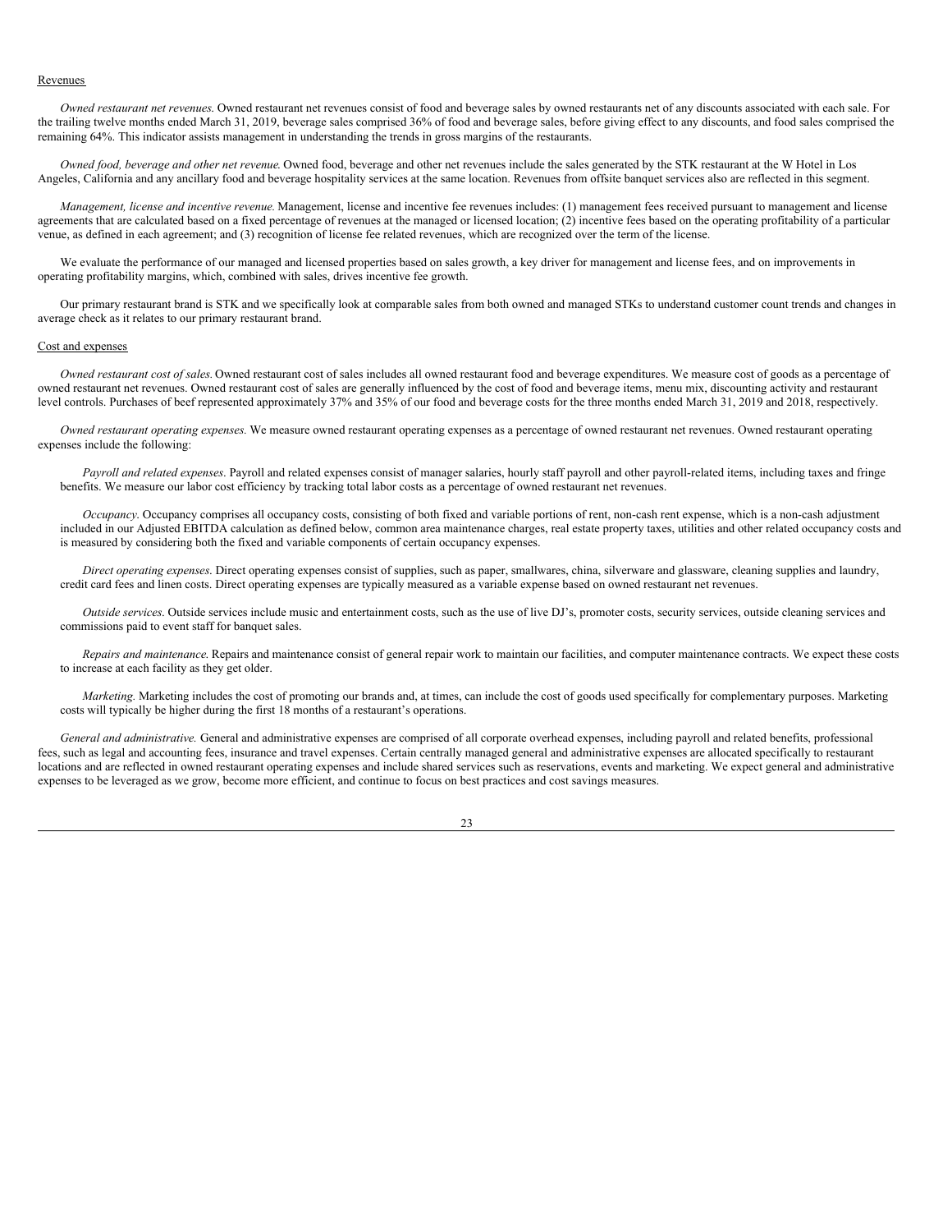Revenues

*Owned restaurant net revenues.* Owned restaurant net revenues consist of food and beverage sales by owned restaurants net of any discounts associated with each sale. For the trailing twelve months ended March 31, 2019, beverage sales comprised 36% of food and beverage sales, before giving effect to any discounts, and food sales comprised the remaining 64%. This indicator assists management in understanding the trends in gross margins of the restaurants.

*Owned food, beverage and other net revenue.* Owned food, beverage and other net revenues include the sales generated by the STK restaurant at the W Hotel in Los Angeles, California and any ancillary food and beverage hospitality services at the same location. Revenues from offsite banquet services also are reflected in this segment.

*Management, license and incentive revenue.* Management, license and incentive fee revenues includes: (1) management fees received pursuant to management and license agreements that are calculated based on a fixed percentage of revenues at the managed or licensed location; (2) incentive fees based on the operating profitability of a particular venue, as defined in each agreement; and (3) recognition of license fee related revenues, which are recognized over the term of the license.

We evaluate the performance of our managed and licensed properties based on sales growth, a key driver for management and license fees, and on improvements in operating profitability margins, which, combined with sales, drives incentive fee growth.

Our primary restaurant brand is STK and we specifically look at comparable sales from both owned and managed STKs to understand customer count trends and changes in average check as it relates to our primary restaurant brand.

Cost and expenses

*Owned restaurant cost of sales.* Owned restaurant cost of sales includes all owned restaurant food and beverage expenditures. We measure cost of goods as a percentage of owned restaurant net revenues. Owned restaurant cost of sales are generally influenced by the cost of food and beverage items, menu mix, discounting activity and restaurant level controls. Purchases of beef represented approximately 37% and 35% of our food and beverage costs for the three months ended March 31, 2019 and 2018, respectively.

*Owned restaurant operating expenses.* We measure owned restaurant operating expenses as a percentage of owned restaurant net revenues. Owned restaurant operating expenses include the following:

*Payroll and related expenses*. Payroll and related expenses consist of manager salaries, hourly staff payroll and other payroll-related items, including taxes and fringe benefits. We measure our labor cost efficiency by tracking total labor costs as a percentage of owned restaurant net revenues.

*Occupancy*. Occupancy comprises all occupancy costs, consisting of both fixed and variable portions of rent, non-cash rent expense, which is a non-cash adjustment included in our Adjusted EBITDA calculation as defined below, common area maintenance charges, real estate property taxes, utilities and other related occupancy costs and is measured by considering both the fixed and variable components of certain occupancy expenses.

*Direct operating expenses*. Direct operating expenses consist of supplies, such as paper, smallwares, china, silverware and glassware, cleaning supplies and laundry, credit card fees and linen costs. Direct operating expenses are typically measured as a variable expense based on owned restaurant net revenues.

*Outside services*. Outside services include music and entertainment costs, such as the use of live DJ's, promoter costs, security services, outside cleaning services and commissions paid to event staff for banquet sales.

*Repairs and maintenance*. Repairs and maintenance consist of general repair work to maintain our facilities, and computer maintenance contracts. We expect these costs to increase at each facility as they get older.

*Marketing*. Marketing includes the cost of promoting our brands and, at times, can include the cost of goods used specifically for complementary purposes. Marketing costs will typically be higher during the first 18 months of a restaurant's operations.

*General and administrative.* General and administrative expenses are comprised of all corporate overhead expenses, including payroll and related benefits, professional fees, such as legal and accounting fees, insurance and travel expenses. Certain centrally managed general and administrative expenses are allocated specifically to restaurant locations and are reflected in owned restaurant operating expenses and include shared services such as reservations, events and marketing. We expect general and administrative expenses to be leveraged as we grow, become more efficient, and continue to focus on best practices and cost savings measures.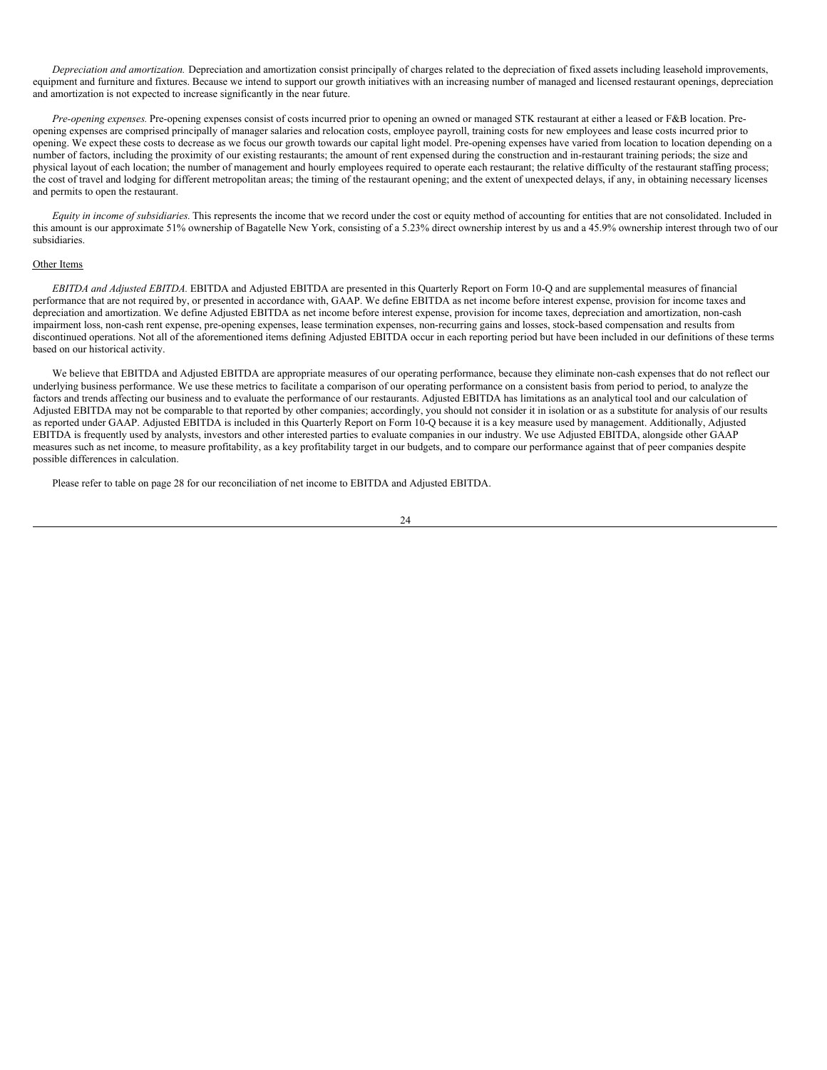*Depreciation and amortization.* Depreciation and amortization consist principally of charges related to the depreciation of fixed assets including leasehold improvements, equipment and furniture and fixtures. Because we intend to support our growth initiatives with an increasing number of managed and licensed restaurant openings, depreciation and amortization is not expected to increase significantly in the near future.

*Pre-opening expenses.* Pre-opening expenses consist of costs incurred prior to opening an owned or managed STK restaurant at either a leased or F&B location. Pre-opening expenses are comprised principally of manager salaries and relocation costs, employee payroll, training costs for new employees and lease costs incurred prior to opening. We expect these costs to decrease as we focus our growth towards our capital light model. Pre-opening expenses have varied from location to location depending on a number of factors, including the proximity of our existing restaurants; the amount of rent expensed during the construction and in-restaurant training periods; the size and physical layout of each location; the number of management and hourly employees required to operate each restaurant; the relative difficulty of the restaurant staffing process; the cost of travel and lodging for different metropolitan areas; the timing of the restaurant opening; and the extent of unexpected delays, if any, in obtaining necessary licenses and permits to open the restaurant.

*Equity in income of subsidiaries.* This represents the income that we record under the cost or equity method of accounting for entities that are not consolidated. Included in this amount is our approximate 51% ownership of Bagatelle New York, consisting of a 5.23% direct ownership interest by us and a 45.9% ownership interest through two of our subsidiaries.

Other Items

*EBITDA and Adjusted EBITDA.* EBITDA and Adjusted EBITDA are presented in this Quarterly Report on Form 10-Q and are supplemental measures of financial performance that are not required by, or presented in accordance with, GAAP. We define EBITDA as net income before interest expense, provision for income taxes and depreciation and amortization. We define Adjusted EBITDA as net income before interest expense, provision for income taxes, depreciation and amortization, non-cash impairment loss, non-cash rent expense, pre-opening expenses, lease termination expenses, non-recurring gains and losses, stock-based compensation and results from discontinued operations. Not all of the aforementioned items defining Adjusted EBITDA occur in each reporting period but have been included in our definitions of these terms based on our historical activity.

We believe that EBITDA and Adjusted EBITDA are appropriate measures of our operating performance, because they eliminate non-cash expenses that do not reflect our underlying business performance. We use these metrics to facilitate a comparison of our operating performance on a consistent basis from period to period, to analyze the factors and trends affecting our business and to evaluate the performance of our restaurants. Adjusted EBITDA has limitations as an analytical tool and our calculation of Adjusted EBITDA may not be comparable to that reported by other companies; accordingly, you should not consider it in isolation or as a substitute for analysis of our results as reported under GAAP. Adjusted EBITDA is included in this Quarterly Report on Form 10-Q because it is a key measure used by management. Additionally, Adjusted EBITDA is frequently used by analysts, investors and other interested parties to evaluate companies in our industry. We use Adjusted EBITDA, alongside other GAAP measures such as net income, to measure profitability, as a key profitability target in our budgets, and to compare our performance against that of peer companies despite possible differences in calculation.

Please refer to table on page 28 for our reconciliation of net income to EBITDA and Adjusted EBITDA.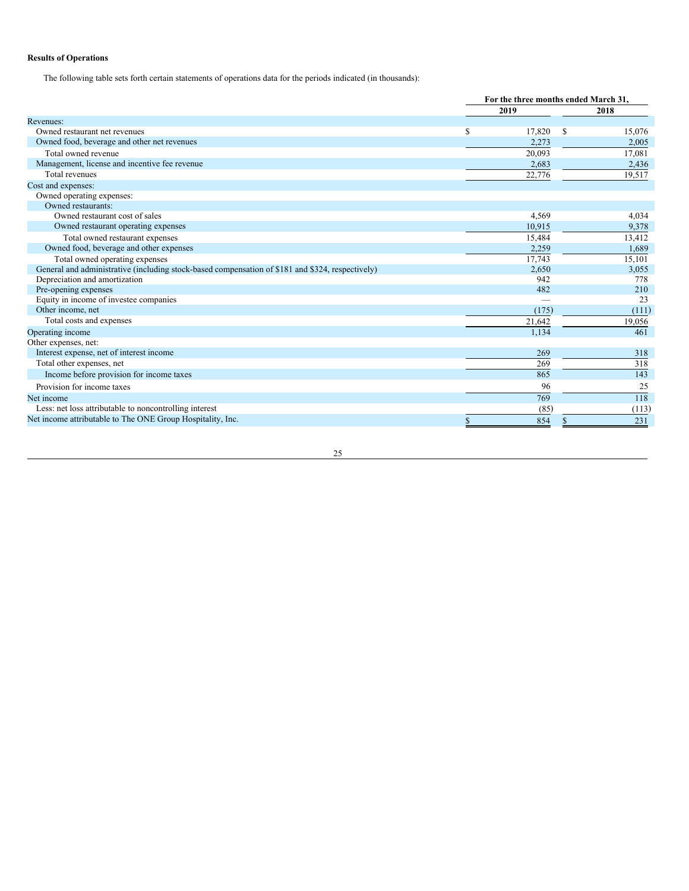**Results of Operations**

The following table sets forth certain statements of operations data for the periods indicated (in thousands):

| | For the three months ended March 31, | |
|---|---|---|
| | 2019 | 2018 |
| Revenues: | | |
| Owned restaurant net revenues | $ 17,820 | $ 15,076 |
| Owned food, beverage and other net revenues | 2,273 | 2,005 |
| Total owned revenue | 20,093 | 17,081 |
| Management, license and incentive fee revenue | 2,683 | 2,436 |
| Total revenues | 22,776 | 19,517 |
| Cost and expenses: | | |
| Owned operating expenses: | | |
| Owned restaurants: | | |
| Owned restaurant cost of sales | 4,569 | 4,034 |
| Owned restaurant operating expenses | 10,915 | 9,378 |
| Total owned restaurant expenses | 15,484 | 13,412 |
| Owned food, beverage and other expenses | 2,259 | 1,689 |
| Total owned operating expenses | 17,743 | 15,101 |
| General and administrative (including stock-based compensation of $181 and $324, respectively) | 2,650 | 3,055 |
| Depreciation and amortization | 942 | 778 |
| Pre-opening expenses | 482 | 210 |
| Equity in income of investee companies | — | 23 |
| Other income, net | (175) | (111) |
| Total costs and expenses | 21,642 | 19,056 |
| Operating income | 1,134 | 461 |
| Other expenses, net: | | |
| Interest expense, net of interest income | 269 | 318 |
| Total other expenses, net | 269 | 318 |
| Income before provision for income taxes | 865 | 143 |
| Provision for income taxes | 96 | 25 |
| Net income | 769 | 118 |
| Less: net loss attributable to noncontrolling interest | (85) | (113) |
| Net income attributable to The ONE Group Hospitality, Inc. | $ 854 | $ 231 |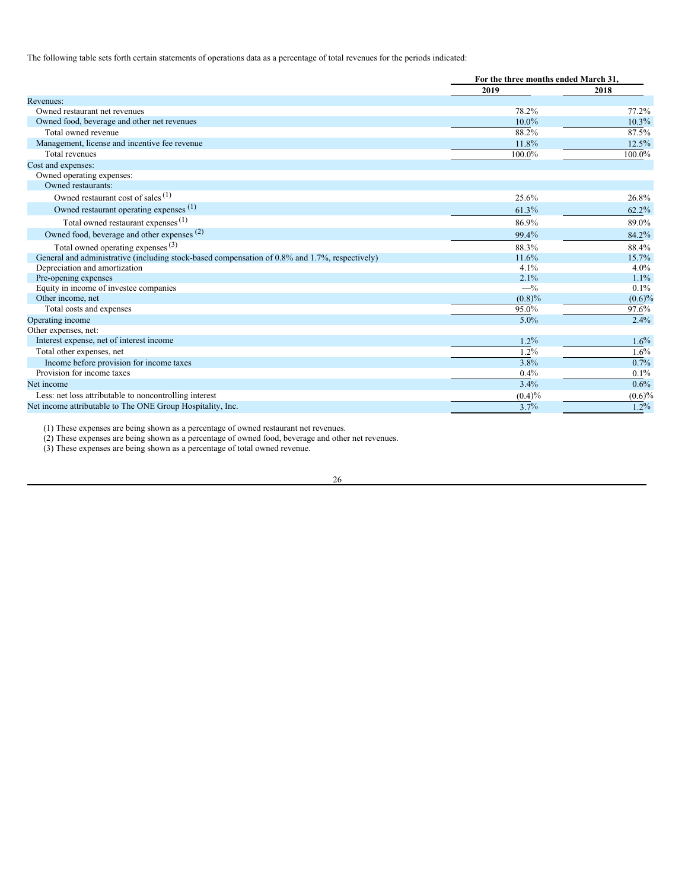The following table sets forth certain statements of operations data as a percentage of total revenues for the periods indicated:

| | For the three months ended March 31, | |
|---|---|---|
| | 2019 | 2018 |
| Revenues: | | |
| Owned restaurant net revenues | 78.2% | 77.2% |
| Owned food, beverage and other net revenues | 10.0% | 10.3% |
| Total owned revenue | 88.2% | 87.5% |
| Management, license and incentive fee revenue | 11.8% | 12.5% |
| Total revenues | 100.0% | 100.0% |
| Cost and expenses: | | |
| Owned operating expenses: | | |
| Owned restaurants: | | |
| Owned restaurant cost of sales (1) | 25.6% | 26.8% |
| Owned restaurant operating expenses (1) | 61.3% | 62.2% |
| Total owned restaurant expenses (1) | 86.9% | 89.0% |
| Owned food, beverage and other expenses (2) | 99.4% | 84.2% |
| Total owned operating expenses (3) | 88.3% | 88.4% |
| General and administrative (including stock-based compensation of 0.8% and 1.7%, respectively) | 11.6% | 15.7% |
| Depreciation and amortization | 4.1% | 4.0% |
| Pre-opening expenses | 2.1% | 1.1% |
| Equity in income of investee companies | —% | 0.1% |
| Other income, net | (0.8)% | (0.6)% |
| Total costs and expenses | 95.0% | 97.6% |
| Operating income | 5.0% | 2.4% |
| Other expenses, net: | | |
| Interest expense, net of interest income | 1.2% | 1.6% |
| Total other expenses, net | 1.2% | 1.6% |
| Income before provision for income taxes | 3.8% | 0.7% |
| Provision for income taxes | 0.4% | 0.1% |
| Net income | 3.4% | 0.6% |
| Less: net loss attributable to noncontrolling interest | (0.4)% | (0.6)% |
| Net income attributable to The ONE Group Hospitality, Inc. | 3.7% | 1.2% |

(1) These expenses are being shown as a percentage of owned restaurant net revenues.

(2) These expenses are being shown as a percentage of owned food, beverage and other net revenues.

(3) These expenses are being shown as a percentage of total owned revenue.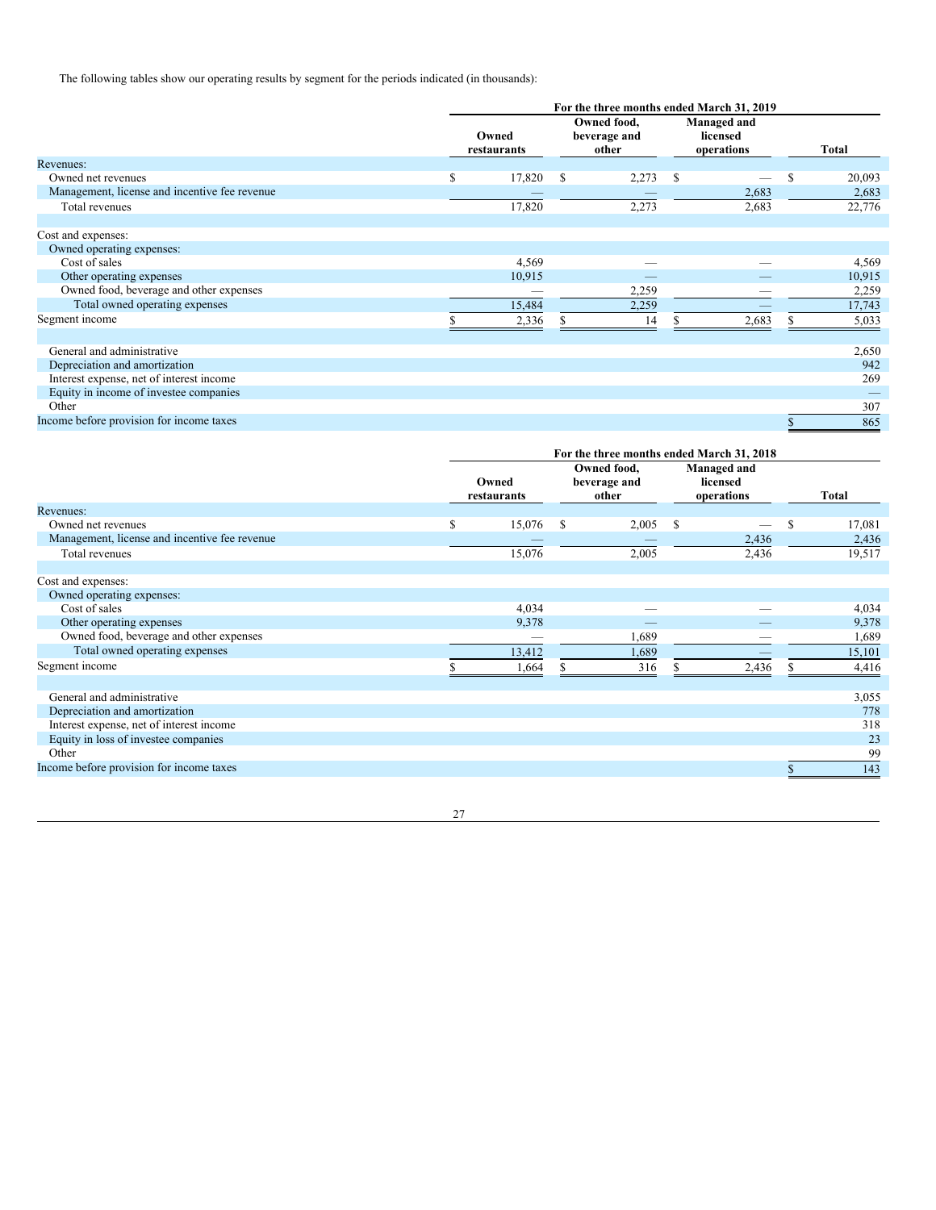The following tables show our operating results by segment for the periods indicated (in thousands):

| | For the three months ended March 31, 2019 | | | |
|---|---|---|---|---|
| | Owned restaurants | Owned food, beverage and other | Managed and licensed operations | Total |
| Revenues: | | | | |
| Owned net revenues | $ 17,820 | $ 2,273 | $ — | $ 20,093 |
| Management, license and incentive fee revenue | — | — | 2,683 | 2,683 |
| Total revenues | 17,820 | 2,273 | 2,683 | 22,776 |
| | | | | |
| Cost and expenses: | | | | |
| Owned operating expenses: | | | | |
| Cost of sales | 4,569 | — | — | 4,569 |
| Other operating expenses | 10,915 | — | — | 10,915 |
| Owned food, beverage and other expenses | — | 2,259 | — | 2,259 |
| Total owned operating expenses | 15,484 | 2,259 | — | 17,743 |
| Segment income | $ 2,336 | $ 14 | $ 2,683 | $ 5,033 |
| | | | | |
| General and administrative | | | | 2,650 |
| Depreciation and amortization | | | | 942 |
| Interest expense, net of interest income | | | | 269 |
| Equity in income of investee companies | | | | — |
| Other | | | | 307 |
| Income before provision for income taxes | | | | $ 865 |

| | For the three months ended March 31, 2018 | | | |
|---|---|---|---|---|
| | Owned restaurants | Owned food, beverage and other | Managed and licensed operations | Total |
| Revenues: | | | | |
| Owned net revenues | $ 15,076 | $ 2,005 | $ — | $ 17,081 |
| Management, license and incentive fee revenue | — | — | 2,436 | 2,436 |
| Total revenues | 15,076 | 2,005 | 2,436 | 19,517 |
| | | | | |
| Cost and expenses: | | | | |
| Owned operating expenses: | | | | |
| Cost of sales | 4,034 | — | — | 4,034 |
| Other operating expenses | 9,378 | — | — | 9,378 |
| Owned food, beverage and other expenses | — | 1,689 | — | 1,689 |
| Total owned operating expenses | 13,412 | 1,689 | — | 15,101 |
| Segment income | $ 1,664 | $ 316 | $ 2,436 | $ 4,416 |
| | | | | |
| General and administrative | | | | 3,055 |
| Depreciation and amortization | | | | 778 |
| Interest expense, net of interest income | | | | 318 |
| Equity in loss of investee companies | | | | 23 |
| Other | | | | 99 |
| Income before provision for income taxes | | | | $ 143 |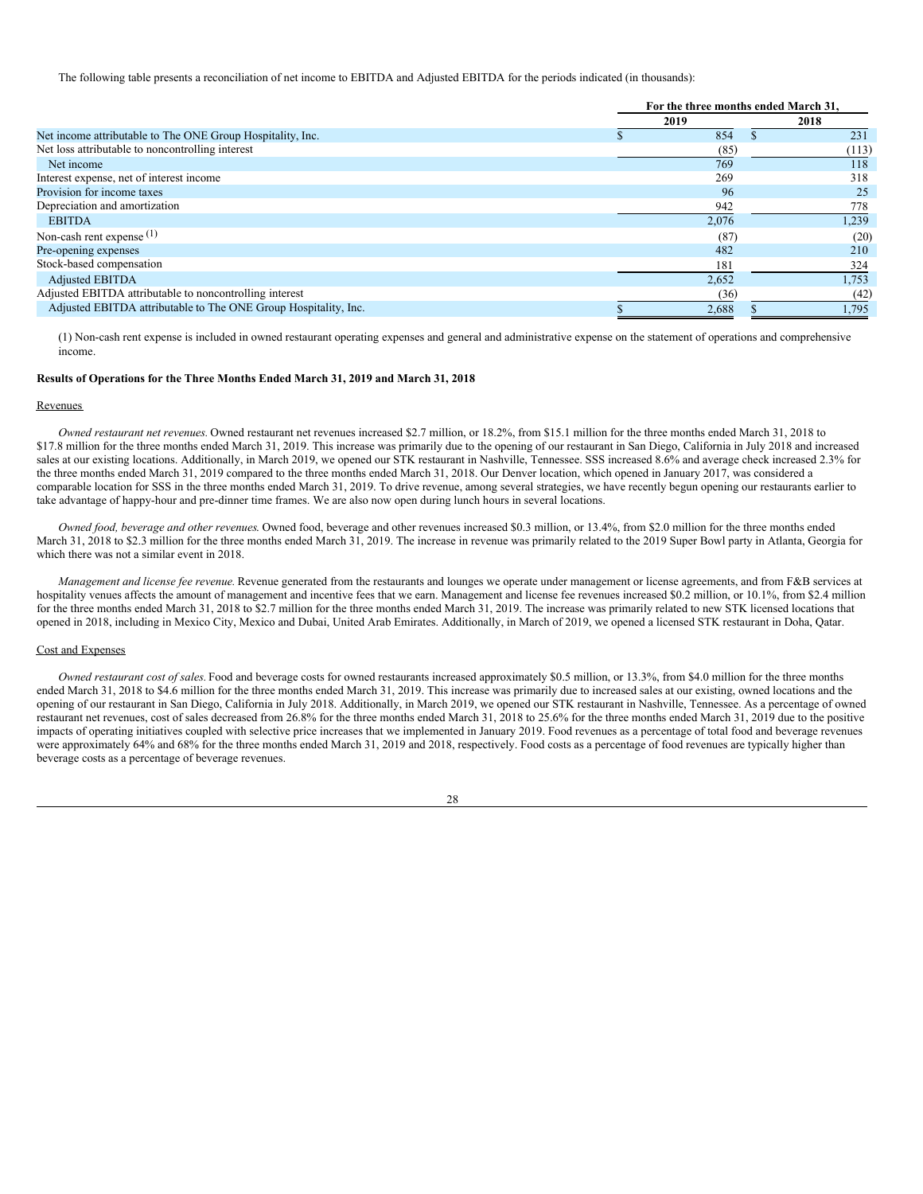The following table presents a reconciliation of net income to EBITDA and Adjusted EBITDA for the periods indicated (in thousands):

| | For the three months ended March 31, | |
|---|---|---|
| | 2019 | 2018 |
| Net income attributable to The ONE Group Hospitality, Inc. | $ 854 | $ 231 |
| Net loss attributable to noncontrolling interest | (85) | (113) |
| Net income | 769 | 118 |
| Interest expense, net of interest income | 269 | 318 |
| Provision for income taxes | 96 | 25 |
| Depreciation and amortization | 942 | 778 |
| EBITDA | 2,076 | 1,239 |
| Non-cash rent expense (1) | (87) | (20) |
| Pre-opening expenses | 482 | 210 |
| Stock-based compensation | 181 | 324 |
| Adjusted EBITDA | 2,652 | 1,753 |
| Adjusted EBITDA attributable to noncontrolling interest | (36) | (42) |
| Adjusted EBITDA attributable to The ONE Group Hospitality, Inc. | $ 2,688 | $ 1,795 |

(1) Non-cash rent expense is included in owned restaurant operating expenses and general and administrative expense on the statement of operations and comprehensive income.

**Results of Operations for the Three Months Ended March 31, 2019 and March 31, 2018**

Revenues

*Owned restaurant net revenues.* Owned restaurant net revenues increased $2.7 million, or 18.2%, from $15.1 million for the three months ended March 31, 2018 to $17.8 million for the three months ended March 31, 2019. This increase was primarily due to the opening of our restaurant in San Diego, California in July 2018 and increased sales at our existing locations. Additionally, in March 2019, we opened our STK restaurant in Nashville, Tennessee. SSS increased 8.6% and average check increased 2.3% for the three months ended March 31, 2019 compared to the three months ended March 31, 2018. Our Denver location, which opened in January 2017, was considered a comparable location for SSS in the three months ended March 31, 2019. To drive revenue, among several strategies, we have recently begun opening our restaurants earlier to take advantage of happy-hour and pre-dinner time frames. We are also now open during lunch hours in several locations.

*Owned food, beverage and other revenues.* Owned food, beverage and other revenues increased $0.3 million, or 13.4%, from $2.0 million for the three months ended March 31, 2018 to $2.3 million for the three months ended March 31, 2019. The increase in revenue was primarily related to the 2019 Super Bowl party in Atlanta, Georgia for which there was not a similar event in 2018.

*Management and license fee revenue.* Revenue generated from the restaurants and lounges we operate under management or license agreements, and from F&B services at hospitality venues affects the amount of management and incentive fees that we earn. Management and license fee revenues increased $0.2 million, or 10.1%, from $2.4 million for the three months ended March 31, 2018 to $2.7 million for the three months ended March 31, 2019. The increase was primarily related to new STK licensed locations that opened in 2018, including in Mexico City, Mexico and Dubai, United Arab Emirates. Additionally, in March of 2019, we opened a licensed STK restaurant in Doha, Qatar.

Cost and Expenses

*Owned restaurant cost of sales.* Food and beverage costs for owned restaurants increased approximately $0.5 million, or 13.3%, from $4.0 million for the three months ended March 31, 2018 to $4.6 million for the three months ended March 31, 2019. This increase was primarily due to increased sales at our existing, owned locations and the opening of our restaurant in San Diego, California in July 2018. Additionally, in March 2019, we opened our STK restaurant in Nashville, Tennessee. As a percentage of owned restaurant net revenues, cost of sales decreased from 26.8% for the three months ended March 31, 2018 to 25.6% for the three months ended March 31, 2019 due to the positive impacts of operating initiatives coupled with selective price increases that we implemented in January 2019. Food revenues as a percentage of total food and beverage revenues were approximately 64% and 68% for the three months ended March 31, 2019 and 2018, respectively. Food costs as a percentage of food revenues are typically higher than beverage costs as a percentage of beverage revenues.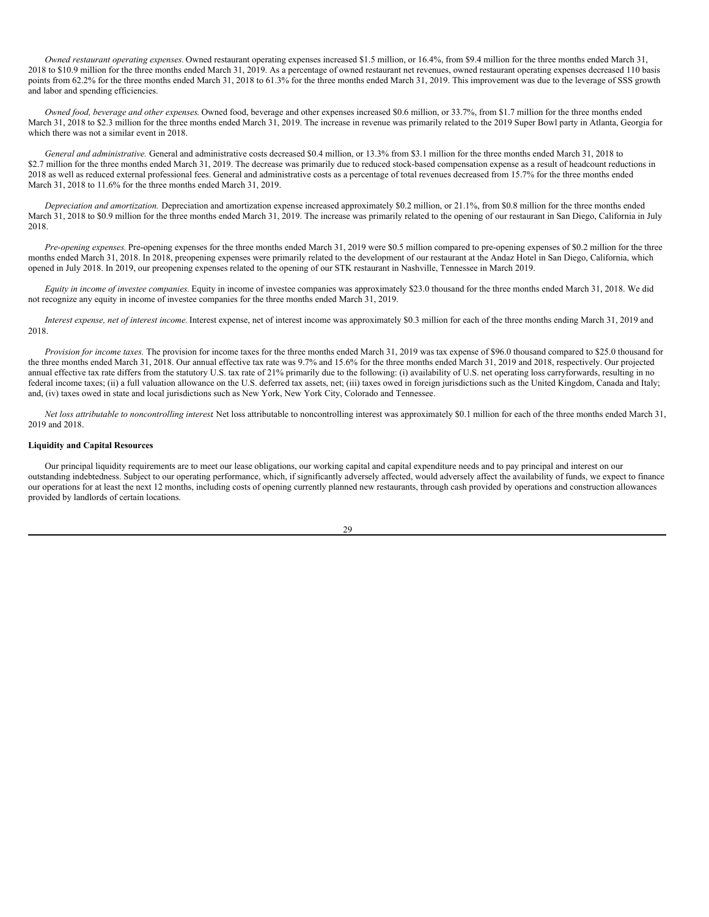*Owned restaurant operating expenses.* Owned restaurant operating expenses increased $1.5 million, or 16.4%, from $9.4 million for the three months ended March 31, 2018 to $10.9 million for the three months ended March 31, 2019. As a percentage of owned restaurant net revenues, owned restaurant operating expenses decreased 110 basis points from 62.2% for the three months ended March 31, 2018 to 61.3% for the three months ended March 31, 2019. This improvement was due to the leverage of SSS growth and labor and spending efficiencies.

*Owned food, beverage and other expenses.* Owned food, beverage and other expenses increased $0.6 million, or 33.7%, from $1.7 million for the three months ended March 31, 2018 to $2.3 million for the three months ended March 31, 2019. The increase in revenue was primarily related to the 2019 Super Bowl party in Atlanta, Georgia for which there was not a similar event in 2018.

*General and administrative.* General and administrative costs decreased $0.4 million, or 13.3% from $3.1 million for the three months ended March 31, 2018 to $2.7 million for the three months ended March 31, 2019. The decrease was primarily due to reduced stock-based compensation expense as a result of headcount reductions in 2018 as well as reduced external professional fees. General and administrative costs as a percentage of total revenues decreased from 15.7% for the three months ended March 31, 2018 to 11.6% for the three months ended March 31, 2019.

*Depreciation and amortization.* Depreciation and amortization expense increased approximately $0.2 million, or 21.1%, from $0.8 million for the three months ended March 31, 2018 to $0.9 million for the three months ended March 31, 2019. The increase was primarily related to the opening of our restaurant in San Diego, California in July 2018.

*Pre-opening expenses.* Pre-opening expenses for the three months ended March 31, 2019 were $0.5 million compared to pre-opening expenses of $0.2 million for the three months ended March 31, 2018. In 2018, preopening expenses were primarily related to the development of our restaurant at the Andaz Hotel in San Diego, California, which opened in July 2018. In 2019, our preopening expenses related to the opening of our STK restaurant in Nashville, Tennessee in March 2019.

*Equity in income of investee companies.* Equity in income of investee companies was approximately $23.0 thousand for the three months ended March 31, 2018. We did not recognize any equity in income of investee companies for the three months ended March 31, 2019.

*Interest expense, net of interest income.* Interest expense, net of interest income was approximately $0.3 million for each of the three months ending March 31, 2019 and 2018.

*Provision for income taxes.* The provision for income taxes for the three months ended March 31, 2019 was tax expense of $96.0 thousand compared to $25.0 thousand for the three months ended March 31, 2018. Our annual effective tax rate was 9.7% and 15.6% for the three months ended March 31, 2019 and 2018, respectively. Our projected annual effective tax rate differs from the statutory U.S. tax rate of 21% primarily due to the following: (i) availability of U.S. net operating loss carryforwards, resulting in no federal income taxes; (ii) a full valuation allowance on the U.S. deferred tax assets, net; (iii) taxes owed in foreign jurisdictions such as the United Kingdom, Canada and Italy; and, (iv) taxes owed in state and local jurisdictions such as New York, New York City, Colorado and Tennessee.

*Net loss attributable to noncontrolling interest.* Net loss attributable to noncontrolling interest was approximately $0.1 million for each of the three months ended March 31, 2019 and 2018.

**Liquidity and Capital Resources**

Our principal liquidity requirements are to meet our lease obligations, our working capital and capital expenditure needs and to pay principal and interest on our outstanding indebtedness. Subject to our operating performance, which, if significantly adversely affected, would adversely affect the availability of funds, we expect to finance our operations for at least the next 12 months, including costs of opening currently planned new restaurants, through cash provided by operations and construction allowances provided by landlords of certain locations.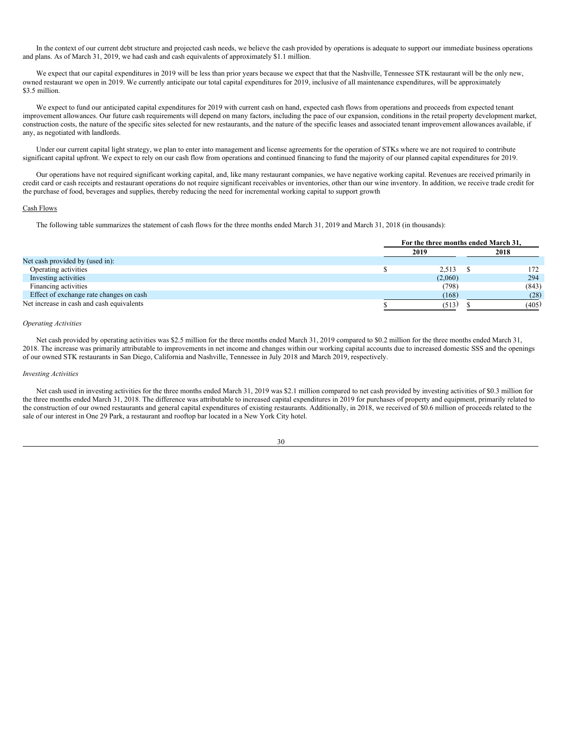In the context of our current debt structure and projected cash needs, we believe the cash provided by operations is adequate to support our immediate business operations and plans. As of March 31, 2019, we had cash and cash equivalents of approximately $1.1 million.

We expect that our capital expenditures in 2019 will be less than prior years because we expect that that the Nashville, Tennessee STK restaurant will be the only new, owned restaurant we open in 2019. We currently anticipate our total capital expenditures for 2019, inclusive of all maintenance expenditures, will be approximately $3.5 million.

We expect to fund our anticipated capital expenditures for 2019 with current cash on hand, expected cash flows from operations and proceeds from expected tenant improvement allowances. Our future cash requirements will depend on many factors, including the pace of our expansion, conditions in the retail property development market, construction costs, the nature of the specific sites selected for new restaurants, and the nature of the specific leases and associated tenant improvement allowances available, if any, as negotiated with landlords.

Under our current capital light strategy, we plan to enter into management and license agreements for the operation of STKs where we are not required to contribute significant capital upfront. We expect to rely on our cash flow from operations and continued financing to fund the majority of our planned capital expenditures for 2019.

Our operations have not required significant working capital, and, like many restaurant companies, we have negative working capital. Revenues are received primarily in credit card or cash receipts and restaurant operations do not require significant receivables or inventories, other than our wine inventory. In addition, we receive trade credit for the purchase of food, beverages and supplies, thereby reducing the need for incremental working capital to support growth

Cash Flows

The following table summarizes the statement of cash flows for the three months ended March 31, 2019 and March 31, 2018 (in thousands):

| | For the three months ended March 31, | |
|---|---|---|
| | 2019 | 2018 |
| Net cash provided by (used in): | | |
| Operating activities | $ 2,513 | $ 172 |
| Investing activities | (2,060) | 294 |
| Financing activities | (798) | (843) |
| Effect of exchange rate changes on cash | (168) | (28) |
| Net increase in cash and cash equivalents | $ (513) | $ (405) |

*Operating Activities*

Net cash provided by operating activities was $2.5 million for the three months ended March 31, 2019 compared to $0.2 million for the three months ended March 31, 2018. The increase was primarily attributable to improvements in net income and changes within our working capital accounts due to increased domestic SSS and the openings of our owned STK restaurants in San Diego, California and Nashville, Tennessee in July 2018 and March 2019, respectively.

*Investing Activities*

Net cash used in investing activities for the three months ended March 31, 2019 was $2.1 million compared to net cash provided by investing activities of $0.3 million for the three months ended March 31, 2018. The difference was attributable to increased capital expenditures in 2019 for purchases of property and equipment, primarily related to the construction of our owned restaurants and general capital expenditures of existing restaurants. Additionally, in 2018, we received of $0.6 million of proceeds related to the sale of our interest in One 29 Park, a restaurant and rooftop bar located in a New York City hotel.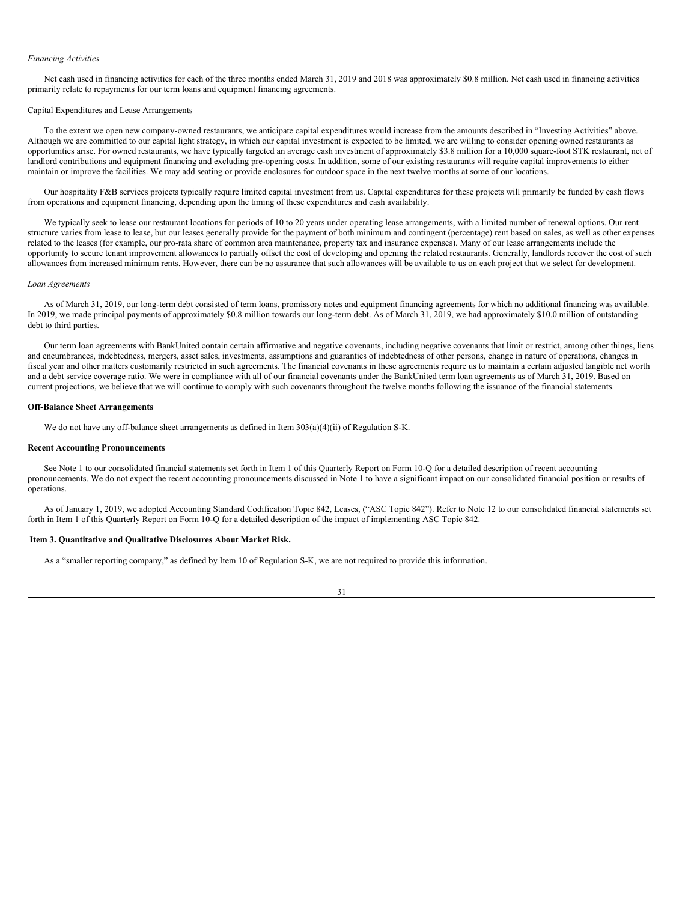*Financing Activities*

Net cash used in financing activities for each of the three months ended March 31, 2019 and 2018 was approximately $0.8 million. Net cash used in financing activities primarily relate to repayments for our term loans and equipment financing agreements.

Capital Expenditures and Lease Arrangements

To the extent we open new company-owned restaurants, we anticipate capital expenditures would increase from the amounts described in "Investing Activities" above. Although we are committed to our capital light strategy, in which our capital investment is expected to be limited, we are willing to consider opening owned restaurants as opportunities arise. For owned restaurants, we have typically targeted an average cash investment of approximately $3.8 million for a 10,000 square-foot STK restaurant, net of landlord contributions and equipment financing and excluding pre-opening costs. In addition, some of our existing restaurants will require capital improvements to either maintain or improve the facilities. We may add seating or provide enclosures for outdoor space in the next twelve months at some of our locations.

Our hospitality F&B services projects typically require limited capital investment from us. Capital expenditures for these projects will primarily be funded by cash flows from operations and equipment financing, depending upon the timing of these expenditures and cash availability.

We typically seek to lease our restaurant locations for periods of 10 to 20 years under operating lease arrangements, with a limited number of renewal options. Our rent structure varies from lease to lease, but our leases generally provide for the payment of both minimum and contingent (percentage) rent based on sales, as well as other expenses related to the leases (for example, our pro-rata share of common area maintenance, property tax and insurance expenses). Many of our lease arrangements include the opportunity to secure tenant improvement allowances to partially offset the cost of developing and opening the related restaurants. Generally, landlords recover the cost of such allowances from increased minimum rents. However, there can be no assurance that such allowances will be available to us on each project that we select for development.

*Loan Agreements*

As of March 31, 2019, our long-term debt consisted of term loans, promissory notes and equipment financing agreements for which no additional financing was available. In 2019, we made principal payments of approximately $0.8 million towards our long-term debt. As of March 31, 2019, we had approximately $10.0 million of outstanding debt to third parties.

Our term loan agreements with BankUnited contain certain affirmative and negative covenants, including negative covenants that limit or restrict, among other things, liens and encumbrances, indebtedness, mergers, asset sales, investments, assumptions and guaranties of indebtedness of other persons, change in nature of operations, changes in fiscal year and other matters customarily restricted in such agreements. The financial covenants in these agreements require us to maintain a certain adjusted tangible net worth and a debt service coverage ratio. We were in compliance with all of our financial covenants under the BankUnited term loan agreements as of March 31, 2019. Based on current projections, we believe that we will continue to comply with such covenants throughout the twelve months following the issuance of the financial statements.

**Off-Balance Sheet Arrangements**

We do not have any off-balance sheet arrangements as defined in Item 303(a)(4)(ii) of Regulation S-K.

**Recent Accounting Pronouncements**

See Note 1 to our consolidated financial statements set forth in Item 1 of this Quarterly Report on Form 10-Q for a detailed description of recent accounting pronouncements. We do not expect the recent accounting pronouncements discussed in Note 1 to have a significant impact on our consolidated financial position or results of operations.

As of January 1, 2019, we adopted Accounting Standard Codification Topic 842, Leases, ("ASC Topic 842"). Refer to Note 12 to our consolidated financial statements set forth in Item 1 of this Quarterly Report on Form 10-Q for a detailed description of the impact of implementing ASC Topic 842.

**Item 3. Quantitative and Qualitative Disclosures About Market Risk.**

As a "smaller reporting company," as defined by Item 10 of Regulation S-K, we are not required to provide this information.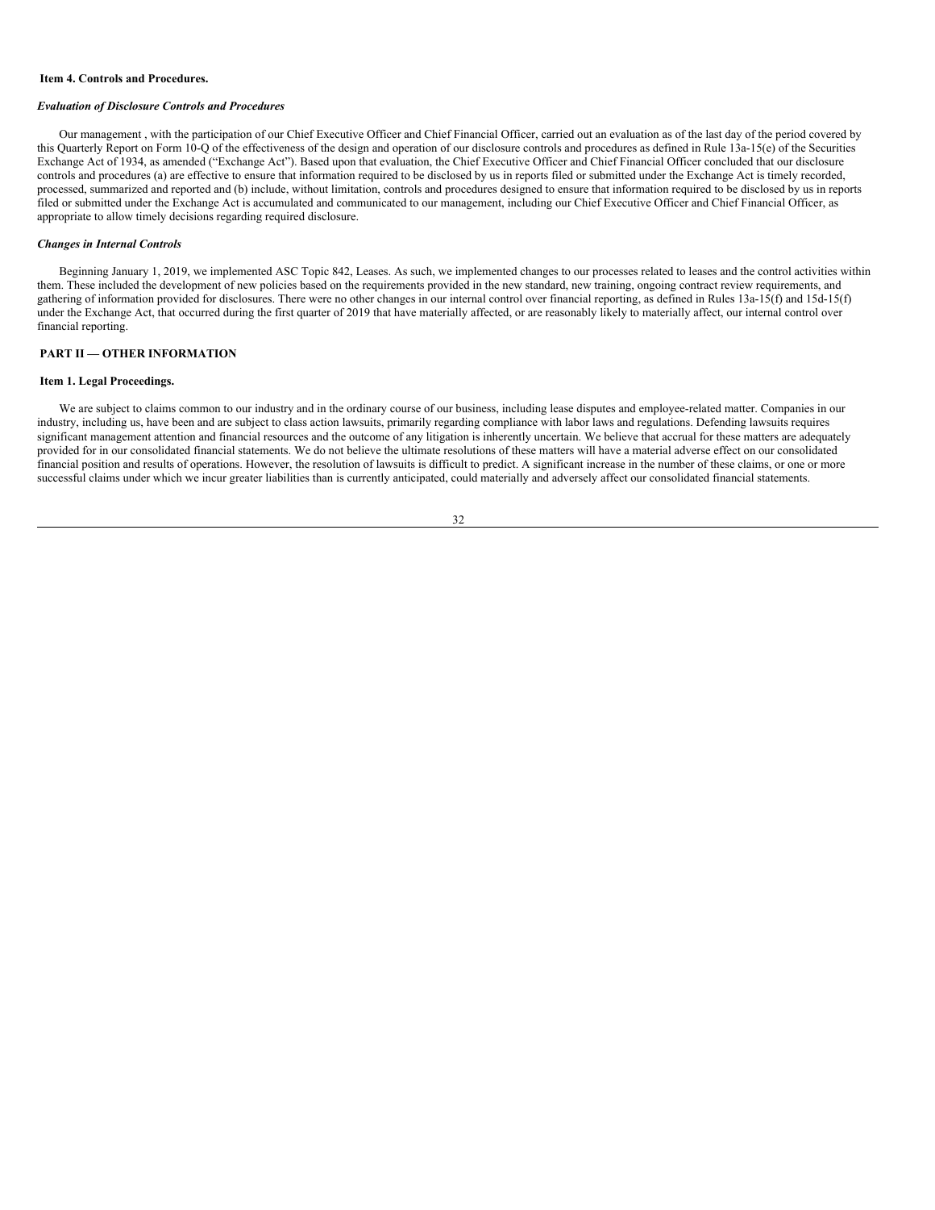## Item 4. Controls and Procedures.

### *Evaluation of Disclosure Controls and Procedures*

Our management , with the participation of our Chief Executive Officer and Chief Financial Officer, carried out an evaluation as of the last day of the period covered by this Quarterly Report on Form 10-Q of the effectiveness of the design and operation of our disclosure controls and procedures as defined in Rule 13a-15(e) of the Securities Exchange Act of 1934, as amended ("Exchange Act"). Based upon that evaluation, the Chief Executive Officer and Chief Financial Officer concluded that our disclosure controls and procedures (a) are effective to ensure that information required to be disclosed by us in reports filed or submitted under the Exchange Act is timely recorded, processed, summarized and reported and (b) include, without limitation, controls and procedures designed to ensure that information required to be disclosed by us in reports filed or submitted under the Exchange Act is accumulated and communicated to our management, including our Chief Executive Officer and Chief Financial Officer, as appropriate to allow timely decisions regarding required disclosure.

### *Changes in Internal Controls*

Beginning January 1, 2019, we implemented ASC Topic 842, Leases. As such, we implemented changes to our processes related to leases and the control activities within them. These included the development of new policies based on the requirements provided in the new standard, new training, ongoing contract review requirements, and gathering of information provided for disclosures. There were no other changes in our internal control over financial reporting, as defined in Rules 13a-15(f) and 15d-15(f) under the Exchange Act, that occurred during the first quarter of 2019 that have materially affected, or are reasonably likely to materially affect, our internal control over financial reporting.

## PART II — OTHER INFORMATION

## Item 1. Legal Proceedings.

We are subject to claims common to our industry and in the ordinary course of our business, including lease disputes and employee-related matter. Companies in our industry, including us, have been and are subject to class action lawsuits, primarily regarding compliance with labor laws and regulations. Defending lawsuits requires significant management attention and financial resources and the outcome of any litigation is inherently uncertain. We believe that accrual for these matters are adequately provided for in our consolidated financial statements. We do not believe the ultimate resolutions of these matters will have a material adverse effect on our consolidated financial position and results of operations. However, the resolution of lawsuits is difficult to predict. A significant increase in the number of these claims, or one or more successful claims under which we incur greater liabilities than is currently anticipated, could materially and adversely affect our consolidated financial statements.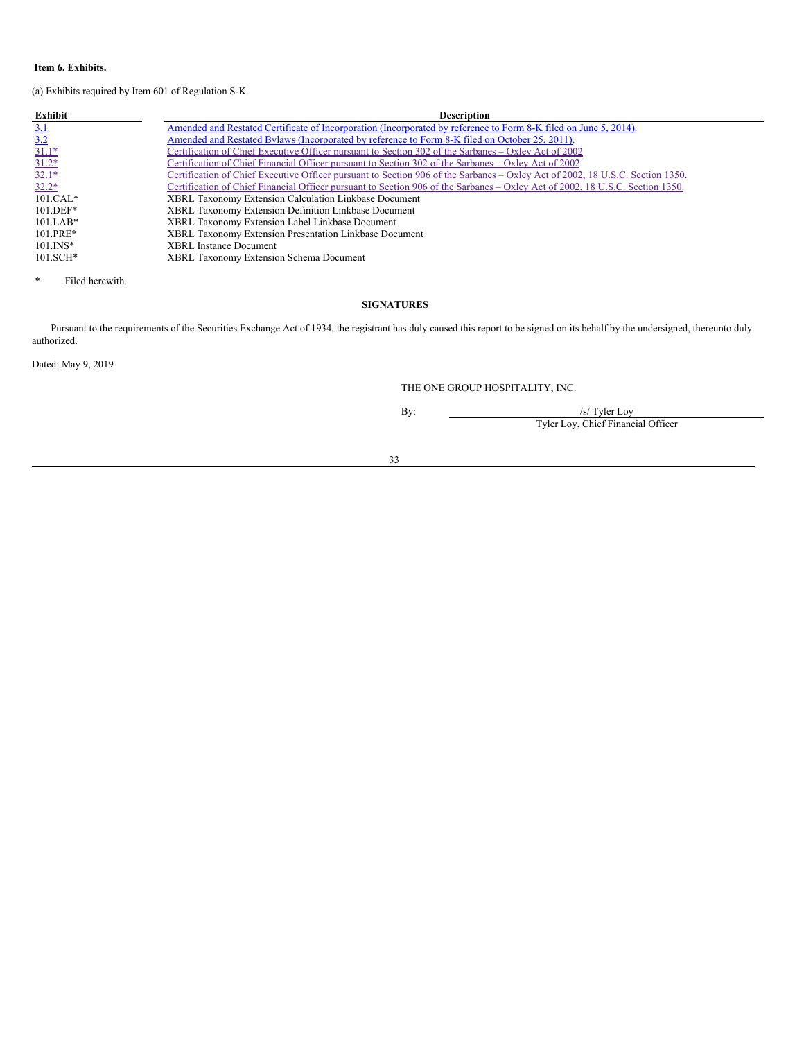**Item 6. Exhibits.**

(a) Exhibits required by Item 601 of Regulation S-K.

| Exhibit | Description |
|---|---|
| 3.1 | Amended and Restated Certificate of Incorporation (Incorporated by reference to Form 8-K filed on June 5, 2014). |
| 3.2 | Amended and Restated Bylaws (Incorporated by reference to Form 8-K filed on October 25, 2011). |
| 31.1* | Certification of Chief Executive Officer pursuant to Section 302 of the Sarbanes – Oxley Act of 2002 |
| 31.2* | Certification of Chief Financial Officer pursuant to Section 302 of the Sarbanes – Oxley Act of 2002 |
| 32.1* | Certification of Chief Executive Officer pursuant to Section 906 of the Sarbanes – Oxley Act of 2002, 18 U.S.C. Section 1350. |
| 32.2* | Certification of Chief Financial Officer pursuant to Section 906 of the Sarbanes – Oxley Act of 2002, 18 U.S.C. Section 1350. |
| 101.CAL* | XBRL Taxonomy Extension Calculation Linkbase Document |
| 101.DEF* | XBRL Taxonomy Extension Definition Linkbase Document |
| 101.LAB* | XBRL Taxonomy Extension Label Linkbase Document |
| 101.PRE* | XBRL Taxonomy Extension Presentation Linkbase Document |
| 101.INS* | XBRL Instance Document |
| 101.SCH* | XBRL Taxonomy Extension Schema Document |

\* Filed herewith.

**SIGNATURES**

Pursuant to the requirements of the Securities Exchange Act of 1934, the registrant has duly caused this report to be signed on its behalf by the undersigned, thereunto duly authorized.

Dated: May 9, 2019

THE ONE GROUP HOSPITALITY, INC.

By: /s/ Tyler Loy

Tyler Loy, Chief Financial Officer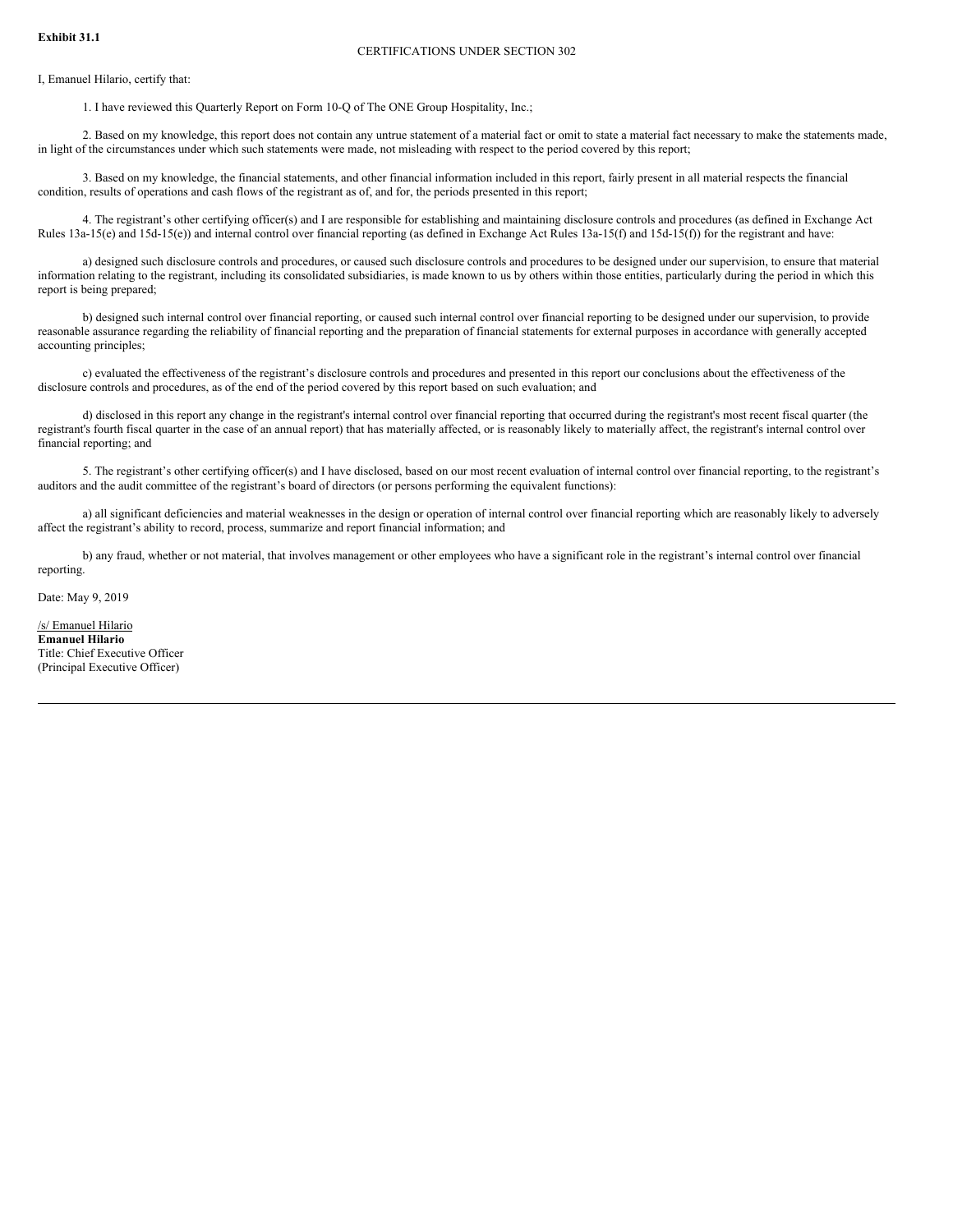**Exhibit 31.1**

CERTIFICATIONS UNDER SECTION 302

I, Emanuel Hilario, certify that:

1. I have reviewed this Quarterly Report on Form 10-Q of The ONE Group Hospitality, Inc.;

2. Based on my knowledge, this report does not contain any untrue statement of a material fact or omit to state a material fact necessary to make the statements made, in light of the circumstances under which such statements were made, not misleading with respect to the period covered by this report;

3. Based on my knowledge, the financial statements, and other financial information included in this report, fairly present in all material respects the financial condition, results of operations and cash flows of the registrant as of, and for, the periods presented in this report;

4. The registrant's other certifying officer(s) and I are responsible for establishing and maintaining disclosure controls and procedures (as defined in Exchange Act Rules 13a-15(e) and 15d-15(e)) and internal control over financial reporting (as defined in Exchange Act Rules 13a-15(f) and 15d-15(f)) for the registrant and have:

a) designed such disclosure controls and procedures, or caused such disclosure controls and procedures to be designed under our supervision, to ensure that material information relating to the registrant, including its consolidated subsidiaries, is made known to us by others within those entities, particularly during the period in which this report is being prepared;

b) designed such internal control over financial reporting, or caused such internal control over financial reporting to be designed under our supervision, to provide reasonable assurance regarding the reliability of financial reporting and the preparation of financial statements for external purposes in accordance with generally accepted accounting principles;

c) evaluated the effectiveness of the registrant's disclosure controls and procedures and presented in this report our conclusions about the effectiveness of the disclosure controls and procedures, as of the end of the period covered by this report based on such evaluation; and

d) disclosed in this report any change in the registrant's internal control over financial reporting that occurred during the registrant's most recent fiscal quarter (the registrant's fourth fiscal quarter in the case of an annual report) that has materially affected, or is reasonably likely to materially affect, the registrant's internal control over financial reporting; and

5. The registrant's other certifying officer(s) and I have disclosed, based on our most recent evaluation of internal control over financial reporting, to the registrant's auditors and the audit committee of the registrant's board of directors (or persons performing the equivalent functions):

a) all significant deficiencies and material weaknesses in the design or operation of internal control over financial reporting which are reasonably likely to adversely affect the registrant's ability to record, process, summarize and report financial information; and

b) any fraud, whether or not material, that involves management or other employees who have a significant role in the registrant's internal control over financial reporting.

Date: May 9, 2019

/s/ Emanuel Hilario
**Emanuel Hilario**
Title: Chief Executive Officer
(Principal Executive Officer)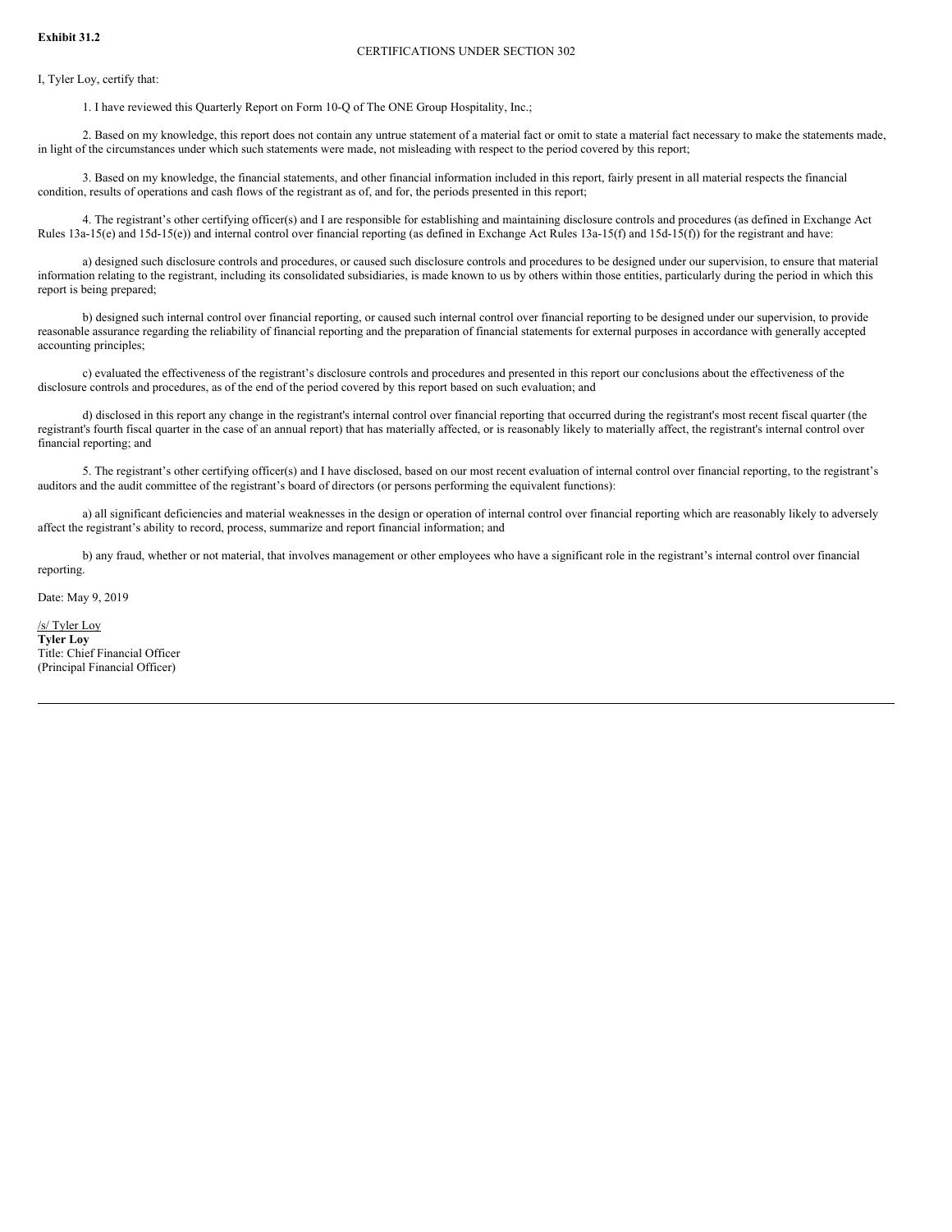**Exhibit 31.2**

CERTIFICATIONS UNDER SECTION 302

I, Tyler Loy, certify that:

1. I have reviewed this Quarterly Report on Form 10-Q of The ONE Group Hospitality, Inc.;

2. Based on my knowledge, this report does not contain any untrue statement of a material fact or omit to state a material fact necessary to make the statements made, in light of the circumstances under which such statements were made, not misleading with respect to the period covered by this report;

3. Based on my knowledge, the financial statements, and other financial information included in this report, fairly present in all material respects the financial condition, results of operations and cash flows of the registrant as of, and for, the periods presented in this report;

4. The registrant's other certifying officer(s) and I are responsible for establishing and maintaining disclosure controls and procedures (as defined in Exchange Act Rules 13a-15(e) and 15d-15(e)) and internal control over financial reporting (as defined in Exchange Act Rules 13a-15(f) and 15d-15(f)) for the registrant and have:

a) designed such disclosure controls and procedures, or caused such disclosure controls and procedures to be designed under our supervision, to ensure that material information relating to the registrant, including its consolidated subsidiaries, is made known to us by others within those entities, particularly during the period in which this report is being prepared;

b) designed such internal control over financial reporting, or caused such internal control over financial reporting to be designed under our supervision, to provide reasonable assurance regarding the reliability of financial reporting and the preparation of financial statements for external purposes in accordance with generally accepted accounting principles;

c) evaluated the effectiveness of the registrant's disclosure controls and procedures and presented in this report our conclusions about the effectiveness of the disclosure controls and procedures, as of the end of the period covered by this report based on such evaluation; and

d) disclosed in this report any change in the registrant's internal control over financial reporting that occurred during the registrant's most recent fiscal quarter (the registrant's fourth fiscal quarter in the case of an annual report) that has materially affected, or is reasonably likely to materially affect, the registrant's internal control over financial reporting; and

5. The registrant's other certifying officer(s) and I have disclosed, based on our most recent evaluation of internal control over financial reporting, to the registrant's auditors and the audit committee of the registrant's board of directors (or persons performing the equivalent functions):

a) all significant deficiencies and material weaknesses in the design or operation of internal control over financial reporting which are reasonably likely to adversely affect the registrant's ability to record, process, summarize and report financial information; and

b) any fraud, whether or not material, that involves management or other employees who have a significant role in the registrant's internal control over financial reporting.

Date: May 9, 2019

/s/ Tyler Loy
**Tyler Loy**
Title: Chief Financial Officer
(Principal Financial Officer)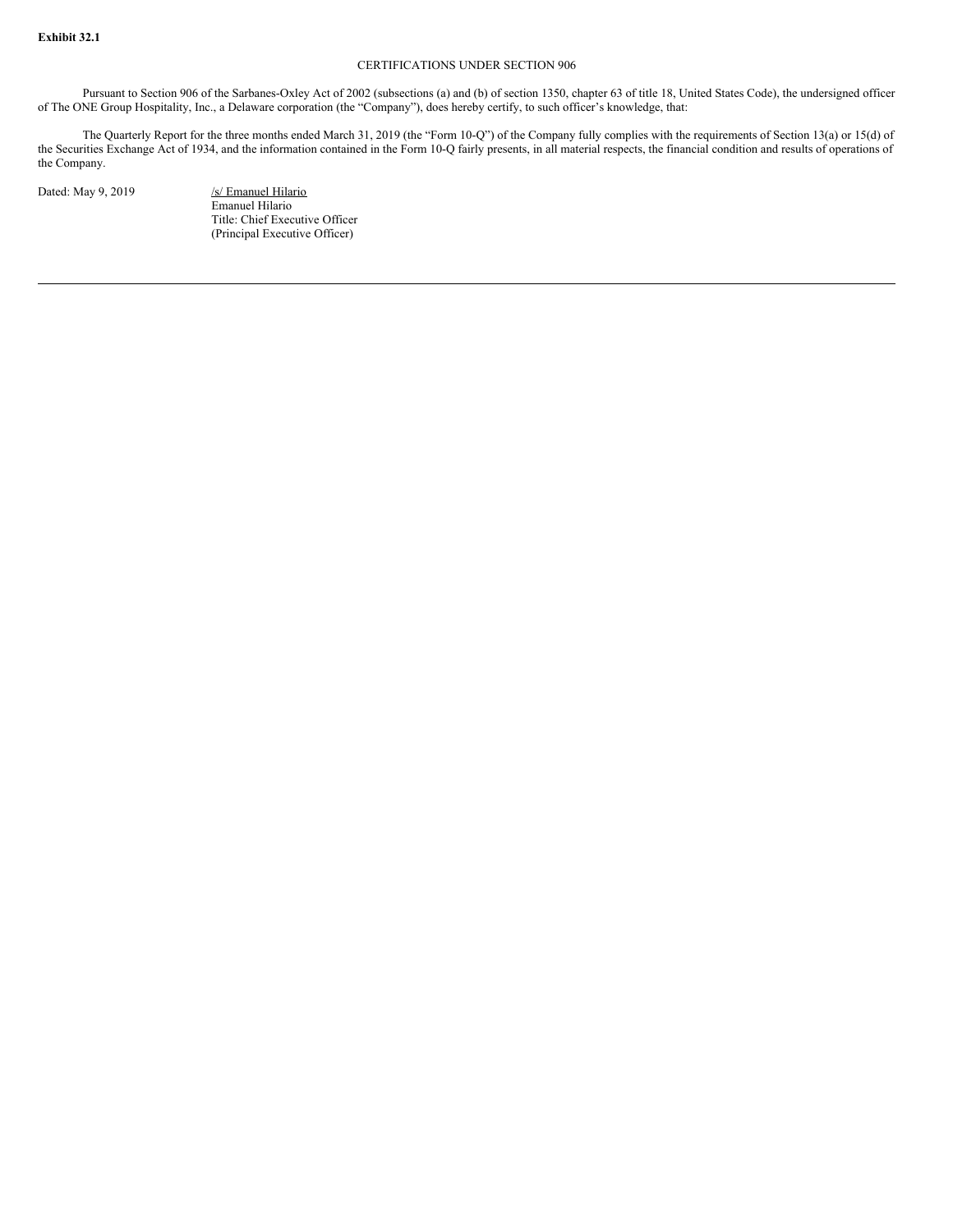**Exhibit 32.1**

CERTIFICATIONS UNDER SECTION 906

Pursuant to Section 906 of the Sarbanes-Oxley Act of 2002 (subsections (a) and (b) of section 1350, chapter 63 of title 18, United States Code), the undersigned officer of The ONE Group Hospitality, Inc., a Delaware corporation (the "Company"), does hereby certify, to such officer's knowledge, that:

The Quarterly Report for the three months ended March 31, 2019 (the "Form 10-Q") of the Company fully complies with the requirements of Section 13(a) or 15(d) of the Securities Exchange Act of 1934, and the information contained in the Form 10-Q fairly presents, in all material respects, the financial condition and results of operations of the Company.

Dated: May 9, 2019

/s/ Emanuel Hilario
Emanuel Hilario
Title: Chief Executive Officer
(Principal Executive Officer)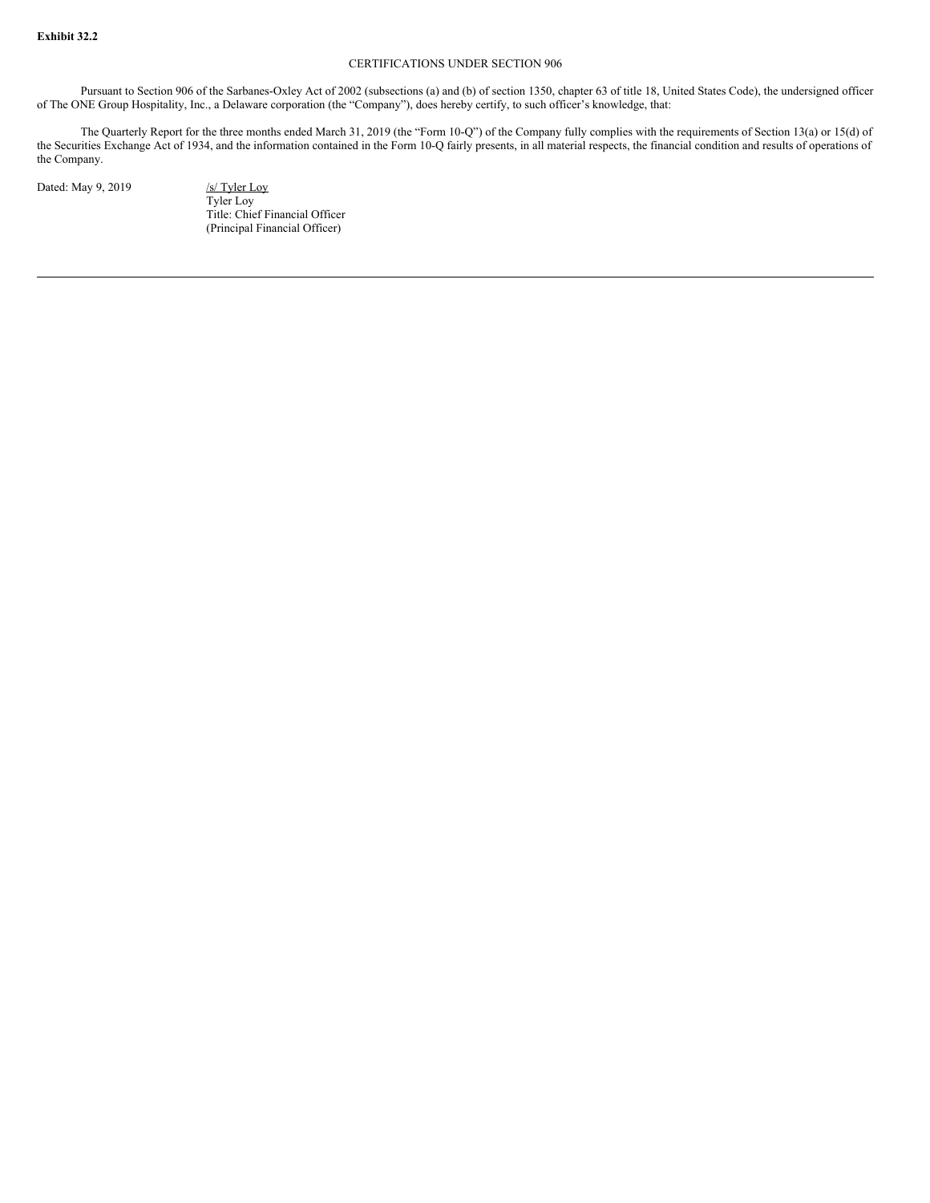**Exhibit 32.2**

CERTIFICATIONS UNDER SECTION 906

Pursuant to Section 906 of the Sarbanes-Oxley Act of 2002 (subsections (a) and (b) of section 1350, chapter 63 of title 18, United States Code), the undersigned officer of The ONE Group Hospitality, Inc., a Delaware corporation (the "Company"), does hereby certify, to such officer's knowledge, that:

The Quarterly Report for the three months ended March 31, 2019 (the "Form 10-Q") of the Company fully complies with the requirements of Section 13(a) or 15(d) of the Securities Exchange Act of 1934, and the information contained in the Form 10-Q fairly presents, in all material respects, the financial condition and results of operations of the Company.

Dated: May 9, 2019

/s/ Tyler Loy
Tyler Loy
Title: Chief Financial Officer
(Principal Financial Officer)